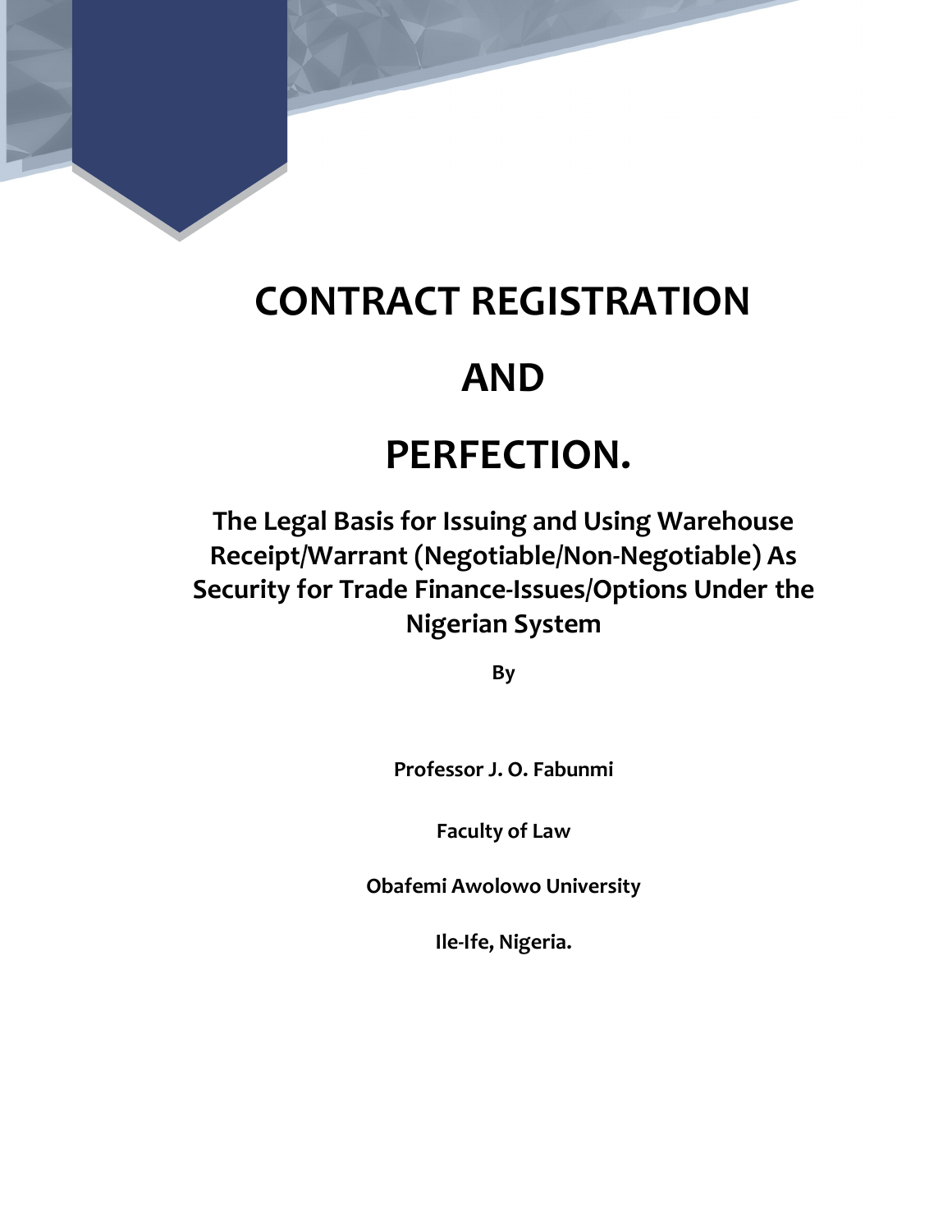# CONTRACT REGISTRATION AND PERFECTION.

## The Legal Basis for Issuing and Using Warehouse Receipt/Warrant (Negotiable/Non-Negotiable) As Security for Trade Finance-Issues/Options Under the Nigerian System

**By**

**Professor J. O. Fabunmi**

**Faculty of Law**

**Obafemi Awolowo University**

**Ile-Ife, Nigeria.**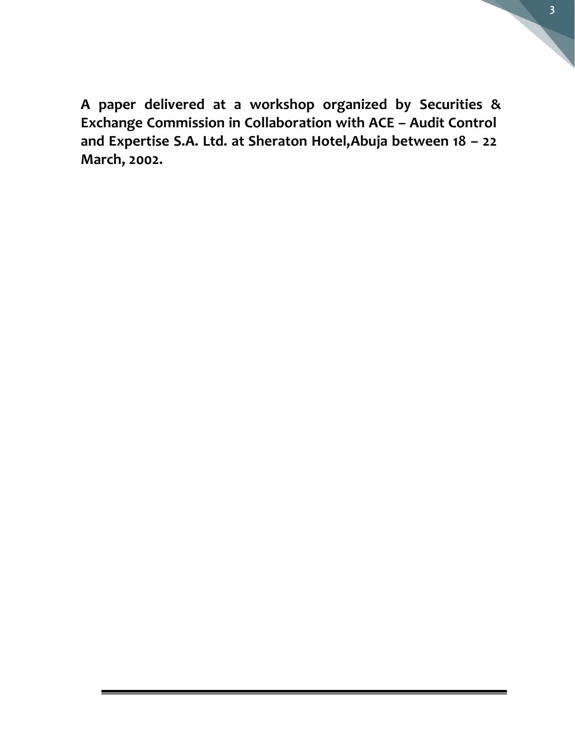**A paper delivered at a workshop organized by Securities & Exchange Commission in Collaboration with ACE – Audit Control and Expertise S.A. Ltd. at Sheraton Hotel,Abuja between 18 – 22 March, 2002.**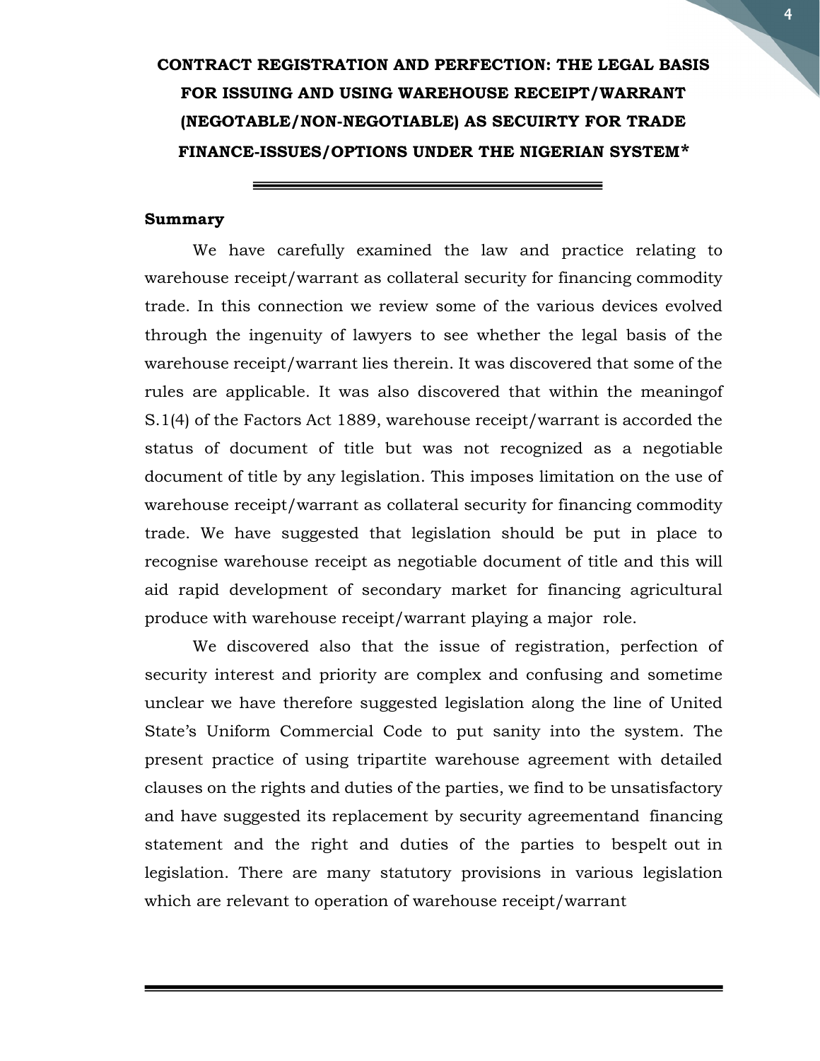# CONTRACT REGISTRATION AND PERFECTION: THE LEGAL BASIS FOR ISSUING AND USING WAREHOUSE RECEIPT/WARRANT (NEGOTABLE/NON-NEGOTIABLE) AS SECUIRTY FOR TRADE FINANCE-ISSUES/OPTIONS UNDER THE NIGERIAN SYSTEM*

**Summary**

We have carefully examined the law and practice relating to warehouse receipt/warrant as collateral security for financing commodity trade. In this connection we review some of the various devices evolved through the ingenuity of lawyers to see whether the legal basis of the warehouse receipt/warrant lies therein. It was discovered that some of the rules are applicable. It was also discovered that within the meaningof S.1(4) of the Factors Act 1889, warehouse receipt/warrant is accorded the status of document of title but was not recognized as a negotiable document of title by any legislation. This imposes limitation on the use of warehouse receipt/warrant as collateral security for financing commodity trade. We have suggested that legislation should be put in place to recognise warehouse receipt as negotiable document of title and this will aid rapid development of secondary market for financing agricultural produce with warehouse receipt/warrant playing a major role.

We discovered also that the issue of registration, perfection of security interest and priority are complex and confusing and sometime unclear we have therefore suggested legislation along the line of United State's Uniform Commercial Code to put sanity into the system. The present practice of using tripartite warehouse agreement with detailed clauses on the rights and duties of the parties, we find to be unsatisfactory and have suggested its replacement by security agreementand financing statement and the right and duties of the parties to bespelt out in legislation. There are many statutory provisions in various legislation which are relevant to operation of warehouse receipt/warrant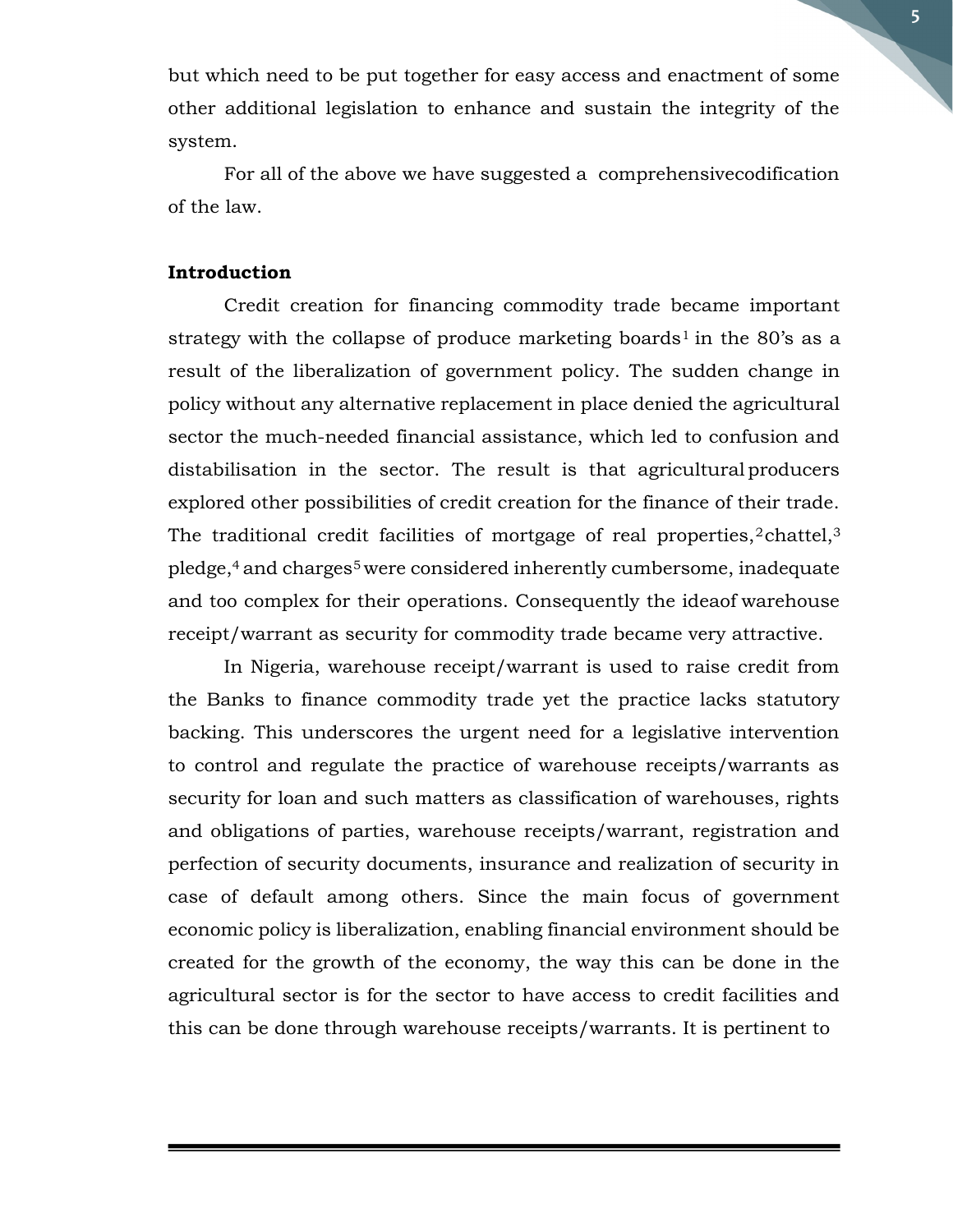but which need to be put together for easy access and enactment of some other additional legislation to enhance and sustain the integrity of the system.

For all of the above we have suggested a comprehensivecodification of the law.

**Introduction**

Credit creation for financing commodity trade became important strategy with the collapse of produce marketing boards[1] in the 80's as a result of the liberalization of government policy. The sudden change in policy without any alternative replacement in place denied the agricultural sector the much-needed financial assistance, which led to confusion and distabilisation in the sector. The result is that agricultural producers explored other possibilities of credit creation for the finance of their trade. The traditional credit facilities of mortgage of real properties,[2] chattel,[3] pledge,[4] and charges[5] were considered inherently cumbersome, inadequate and too complex for their operations. Consequently the ideaof warehouse receipt/warrant as security for commodity trade became very attractive.

In Nigeria, warehouse receipt/warrant is used to raise credit from the Banks to finance commodity trade yet the practice lacks statutory backing. This underscores the urgent need for a legislative intervention to control and regulate the practice of warehouse receipts/warrants as security for loan and such matters as classification of warehouses, rights and obligations of parties, warehouse receipts/warrant, registration and perfection of security documents, insurance and realization of security in case of default among others. Since the main focus of government economic policy is liberalization, enabling financial environment should be created for the growth of the economy, the way this can be done in the agricultural sector is for the sector to have access to credit facilities and this can be done through warehouse receipts/warrants. It is pertinent to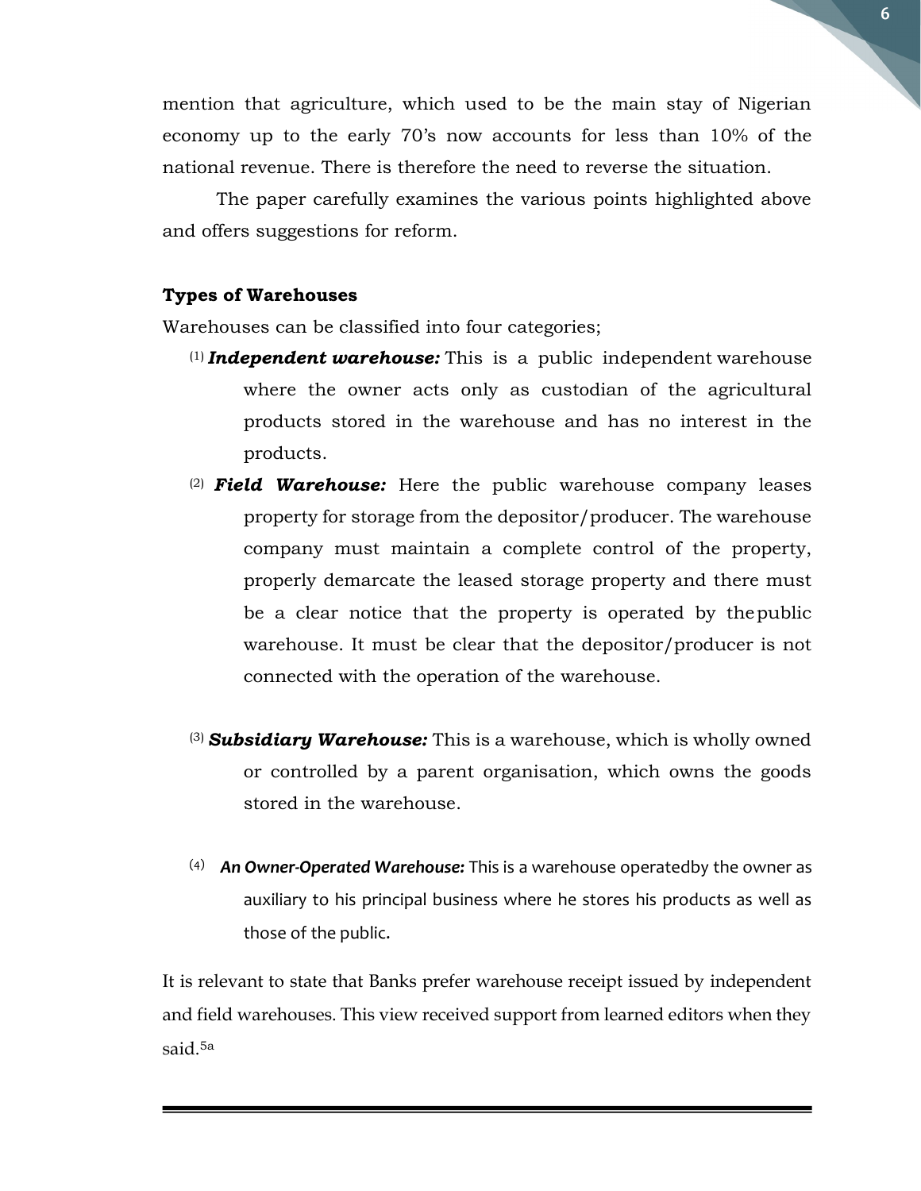mention that agriculture, which used to be the main stay of Nigerian economy up to the early 70's now accounts for less than 10% of the national revenue. There is therefore the need to reverse the situation.

The paper carefully examines the various points highlighted above and offers suggestions for reform.

**Types of Warehouses**

Warehouses can be classified into four categories;

(1) ***Independent warehouse:*** This is a public independent warehouse where the owner acts only as custodian of the agricultural products stored in the warehouse and has no interest in the products.

(2) ***Field Warehouse:*** Here the public warehouse company leases property for storage from the depositor/producer. The warehouse company must maintain a complete control of the property, properly demarcate the leased storage property and there must be a clear notice that the property is operated by the public warehouse. It must be clear that the depositor/producer is not connected with the operation of the warehouse.

(3) ***Subsidiary Warehouse:*** This is a warehouse, which is wholly owned or controlled by a parent organisation, which owns the goods stored in the warehouse.

(4) ***An Owner-Operated Warehouse:*** This is a warehouse operatedby the owner as auxiliary to his principal business where he stores his products as well as those of the public.

It is relevant to state that Banks prefer warehouse receipt issued by independent and field warehouses. This view received support from learned editors when they said.[5a]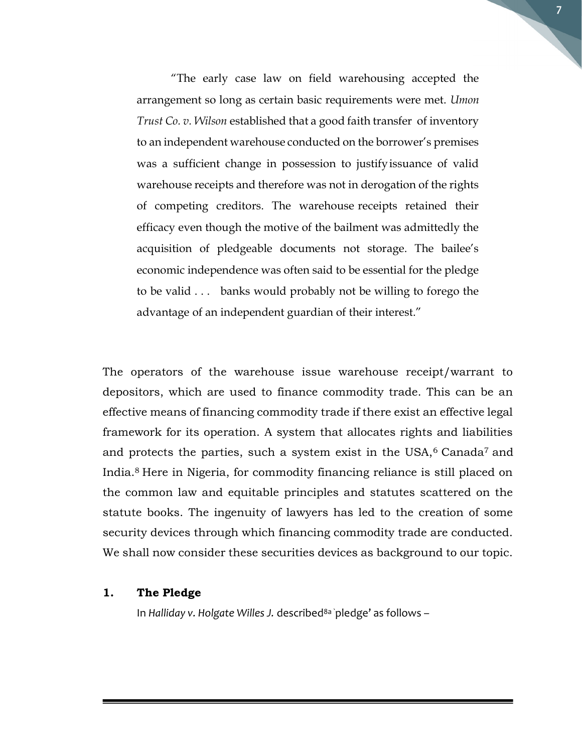> "The early case law on field warehousing accepted the arrangement so long as certain basic requirements were met. *Umon Trust Co. v. Wilson* established that a good faith transfer of inventory to an independent warehouse conducted on the borrower's premises was a sufficient change in possession to justify issuance of valid warehouse receipts and therefore was not in derogation of the rights of competing creditors. The warehouse receipts retained their efficacy even though the motive of the bailment was admittedly the acquisition of pledgeable documents not storage. The bailee's economic independence was often said to be essential for the pledge to be valid . . . banks would probably not be willing to forego the advantage of an independent guardian of their interest."

The operators of the warehouse issue warehouse receipt/warrant to depositors, which are used to finance commodity trade. This can be an effective means of financing commodity trade if there exist an effective legal framework for its operation. A system that allocates rights and liabilities and protects the parties, such a system exist in the USA,[6] Canada[7] and India.[8] Here in Nigeria, for commodity financing reliance is still placed on the common law and equitable principles and statutes scattered on the statute books. The ingenuity of lawyers has led to the creation of some security devices through which financing commodity trade are conducted. We shall now consider these securities devices as background to our topic.

**1. The Pledge**

In *Halliday v. Holgate Willes J.* described[8a] `pledge' as follows –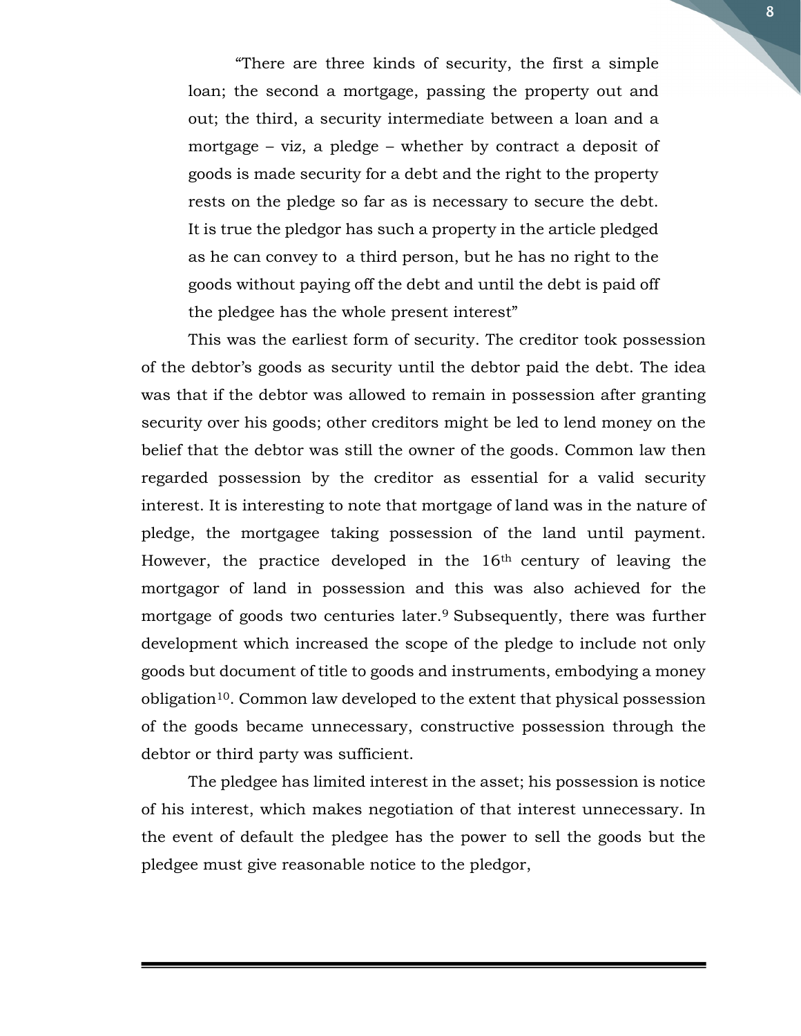> "There are three kinds of security, the first a simple loan; the second a mortgage, passing the property out and out; the third, a security intermediate between a loan and a mortgage – viz, a pledge – whether by contract a deposit of goods is made security for a debt and the right to the property rests on the pledge so far as is necessary to secure the debt. It is true the pledgor has such a property in the article pledged as he can convey to a third person, but he has no right to the goods without paying off the debt and until the debt is paid off the pledgee has the whole present interest"

This was the earliest form of security. The creditor took possession of the debtor's goods as security until the debtor paid the debt. The idea was that if the debtor was allowed to remain in possession after granting security over his goods; other creditors might be led to lend money on the belief that the debtor was still the owner of the goods. Common law then regarded possession by the creditor as essential for a valid security interest. It is interesting to note that mortgage of land was in the nature of pledge, the mortgagee taking possession of the land until payment. However, the practice developed in the 16th century of leaving the mortgagor of land in possession and this was also achieved for the mortgage of goods two centuries later.[9] Subsequently, there was further development which increased the scope of the pledge to include not only goods but document of title to goods and instruments, embodying a money obligation[10]. Common law developed to the extent that physical possession of the goods became unnecessary, constructive possession through the debtor or third party was sufficient.

The pledgee has limited interest in the asset; his possession is notice of his interest, which makes negotiation of that interest unnecessary. In the event of default the pledgee has the power to sell the goods but the pledgee must give reasonable notice to the pledgor,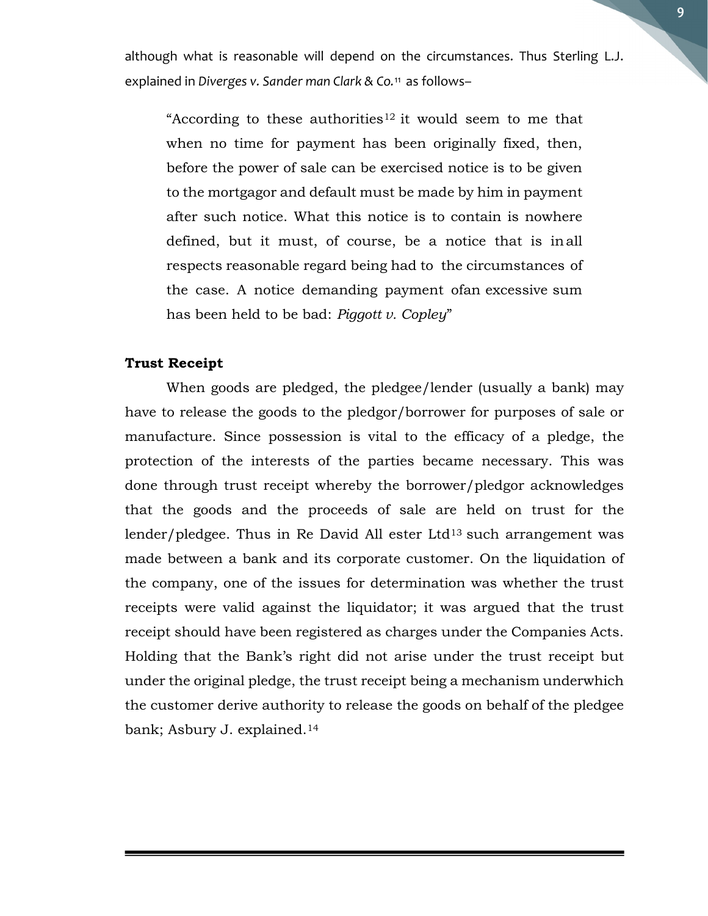although what is reasonable will depend on the circumstances. Thus Sterling L.J. explained in *Diverges v. Sander man Clark & Co.*[11] as follows–

> "According to these authorities[12] it would seem to me that when no time for payment has been originally fixed, then, before the power of sale can be exercised notice is to be given to the mortgagor and default must be made by him in payment after such notice. What this notice is to contain is nowhere defined, but it must, of course, be a notice that is in all respects reasonable regard being had to the circumstances of the case. A notice demanding payment ofan excessive sum has been held to be bad: *Piggott v. Copley*"

**Trust Receipt**

When goods are pledged, the pledgee/lender (usually a bank) may have to release the goods to the pledgor/borrower for purposes of sale or manufacture. Since possession is vital to the efficacy of a pledge, the protection of the interests of the parties became necessary. This was done through trust receipt whereby the borrower/pledgor acknowledges that the goods and the proceeds of sale are held on trust for the lender/pledgee. Thus in Re David All ester Ltd[13] such arrangement was made between a bank and its corporate customer. On the liquidation of the company, one of the issues for determination was whether the trust receipts were valid against the liquidator; it was argued that the trust receipt should have been registered as charges under the Companies Acts. Holding that the Bank's right did not arise under the trust receipt but under the original pledge, the trust receipt being a mechanism underwhich the customer derive authority to release the goods on behalf of the pledgee bank; Asbury J. explained.[14]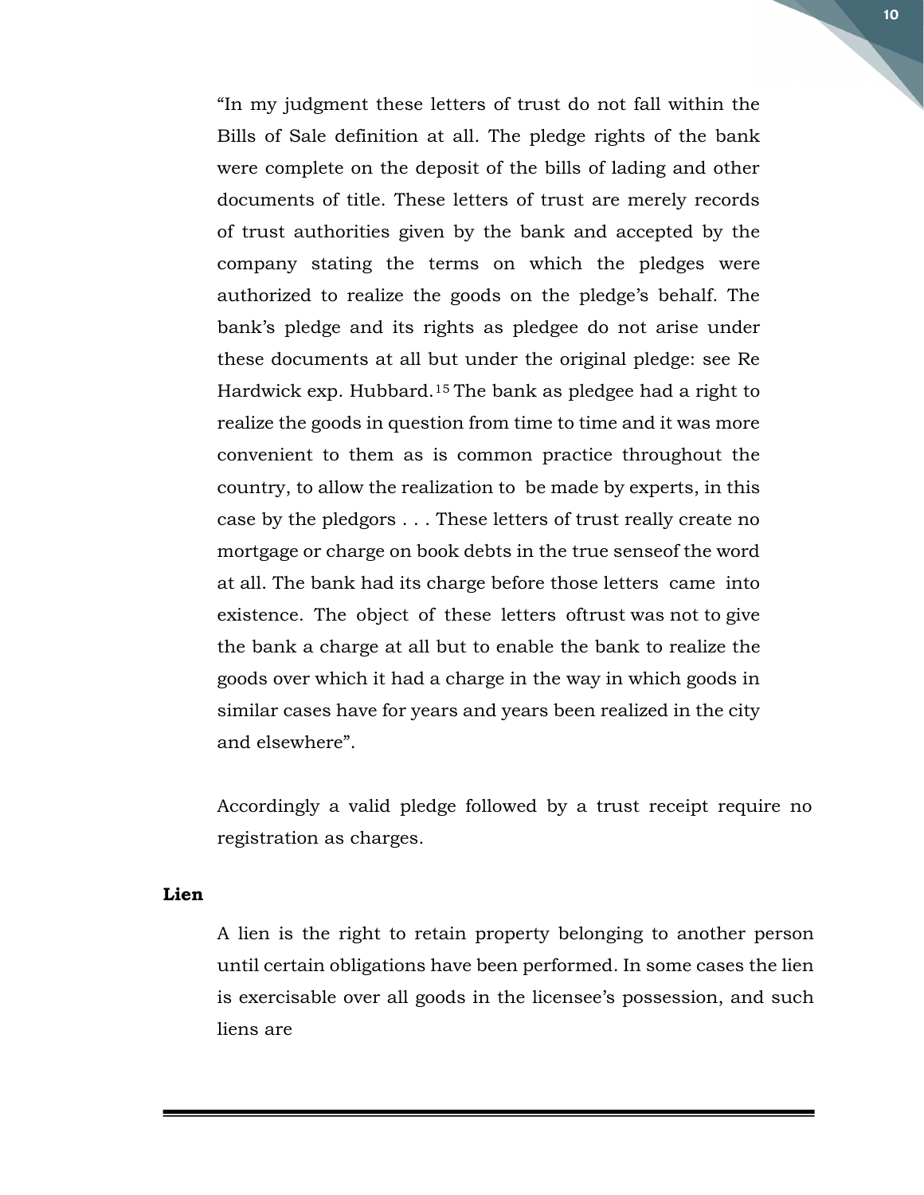"In my judgment these letters of trust do not fall within the Bills of Sale definition at all. The pledge rights of the bank were complete on the deposit of the bills of lading and other documents of title. These letters of trust are merely records of trust authorities given by the bank and accepted by the company stating the terms on which the pledges were authorized to realize the goods on the pledge's behalf. The bank's pledge and its rights as pledgee do not arise under these documents at all but under the original pledge: see Re Hardwick exp. Hubbard.[15] The bank as pledgee had a right to realize the goods in question from time to time and it was more convenient to them as is common practice throughout the country, to allow the realization to be made by experts, in this case by the pledgors . . . These letters of trust really create no mortgage or charge on book debts in the true senseof the word at all. The bank had its charge before those letters came into existence. The object of these letters oftrust was not to give the bank a charge at all but to enable the bank to realize the goods over which it had a charge in the way in which goods in similar cases have for years and years been realized in the city and elsewhere".

Accordingly a valid pledge followed by a trust receipt require no registration as charges.

**Lien**

A lien is the right to retain property belonging to another person until certain obligations have been performed. In some cases the lien is exercisable over all goods in the licensee's possession, and such liens are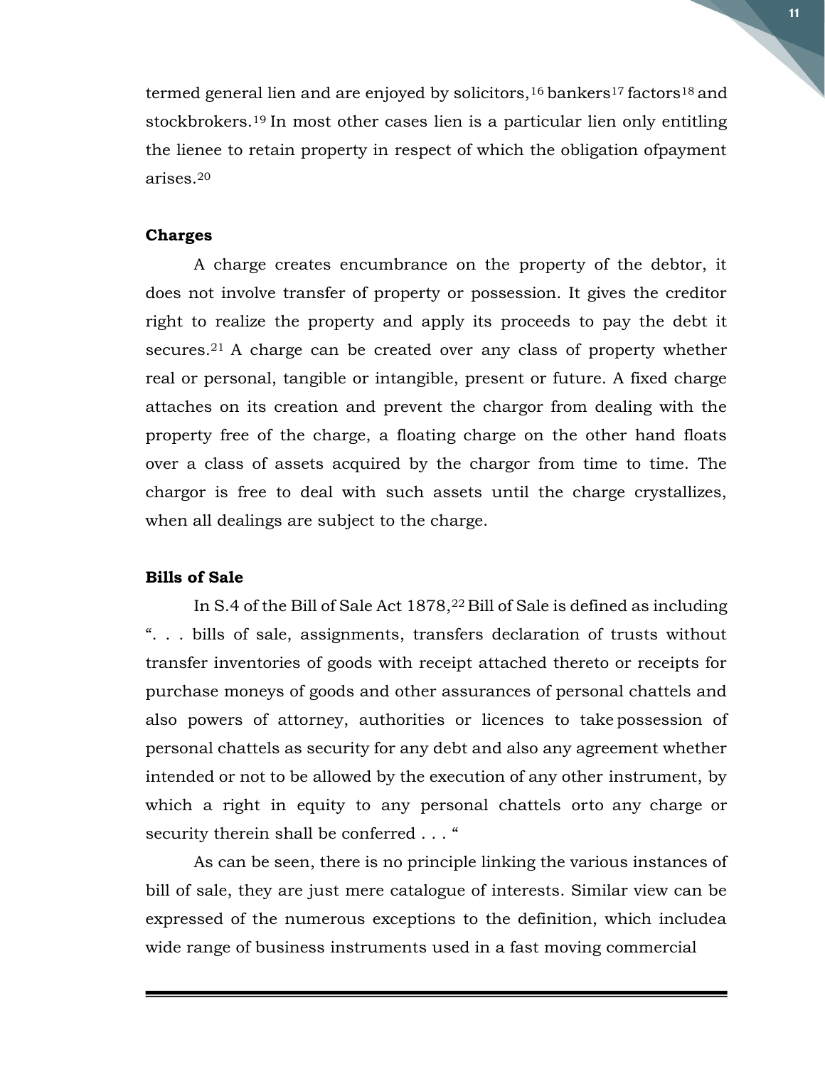termed general lien and are enjoyed by solicitors,[16] bankers[17] factors[18] and stockbrokers.[19] In most other cases lien is a particular lien only entitling the lienee to retain property in respect of which the obligation ofpayment arises.[20]

**Charges**

A charge creates encumbrance on the property of the debtor, it does not involve transfer of property or possession. It gives the creditor right to realize the property and apply its proceeds to pay the debt it secures.[21] A charge can be created over any class of property whether real or personal, tangible or intangible, present or future. A fixed charge attaches on its creation and prevent the chargor from dealing with the property free of the charge, a floating charge on the other hand floats over a class of assets acquired by the chargor from time to time. The chargor is free to deal with such assets until the charge crystallizes, when all dealings are subject to the charge.

**Bills of Sale**

In S.4 of the Bill of Sale Act 1878,[22] Bill of Sale is defined as including ". . . bills of sale, assignments, transfers declaration of trusts without transfer inventories of goods with receipt attached thereto or receipts for purchase moneys of goods and other assurances of personal chattels and also powers of attorney, authorities or licences to take possession of personal chattels as security for any debt and also any agreement whether intended or not to be allowed by the execution of any other instrument, by which a right in equity to any personal chattels orto any charge or security therein shall be conferred . . . "

As can be seen, there is no principle linking the various instances of bill of sale, they are just mere catalogue of interests. Similar view can be expressed of the numerous exceptions to the definition, which includea wide range of business instruments used in a fast moving commercial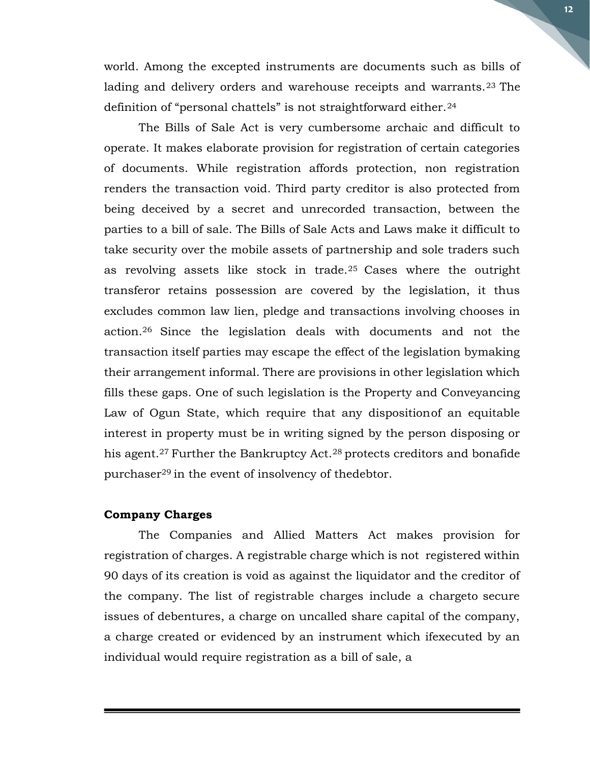world. Among the excepted instruments are documents such as bills of lading and delivery orders and warehouse receipts and warrants.[23] The definition of "personal chattels" is not straightforward either.[24]

The Bills of Sale Act is very cumbersome archaic and difficult to operate. It makes elaborate provision for registration of certain categories of documents. While registration affords protection, non registration renders the transaction void. Third party creditor is also protected from being deceived by a secret and unrecorded transaction, between the parties to a bill of sale. The Bills of Sale Acts and Laws make it difficult to take security over the mobile assets of partnership and sole traders such as revolving assets like stock in trade.[25] Cases where the outright transferor retains possession are covered by the legislation, it thus excludes common law lien, pledge and transactions involving chooses in action.[26] Since the legislation deals with documents and not the transaction itself parties may escape the effect of the legislation bymaking their arrangement informal. There are provisions in other legislation which fills these gaps. One of such legislation is the Property and Conveyancing Law of Ogun State, which require that any dispositionof an equitable interest in property must be in writing signed by the person disposing or his agent.[27] Further the Bankruptcy Act.[28] protects creditors and bonafide purchaser[29] in the event of insolvency of thedebtor.

**Company Charges**

The Companies and Allied Matters Act makes provision for registration of charges. A registrable charge which is not registered within 90 days of its creation is void as against the liquidator and the creditor of the company. The list of registrable charges include a chargeto secure issues of debentures, a charge on uncalled share capital of the company, a charge created or evidenced by an instrument which ifexecuted by an individual would require registration as a bill of sale, a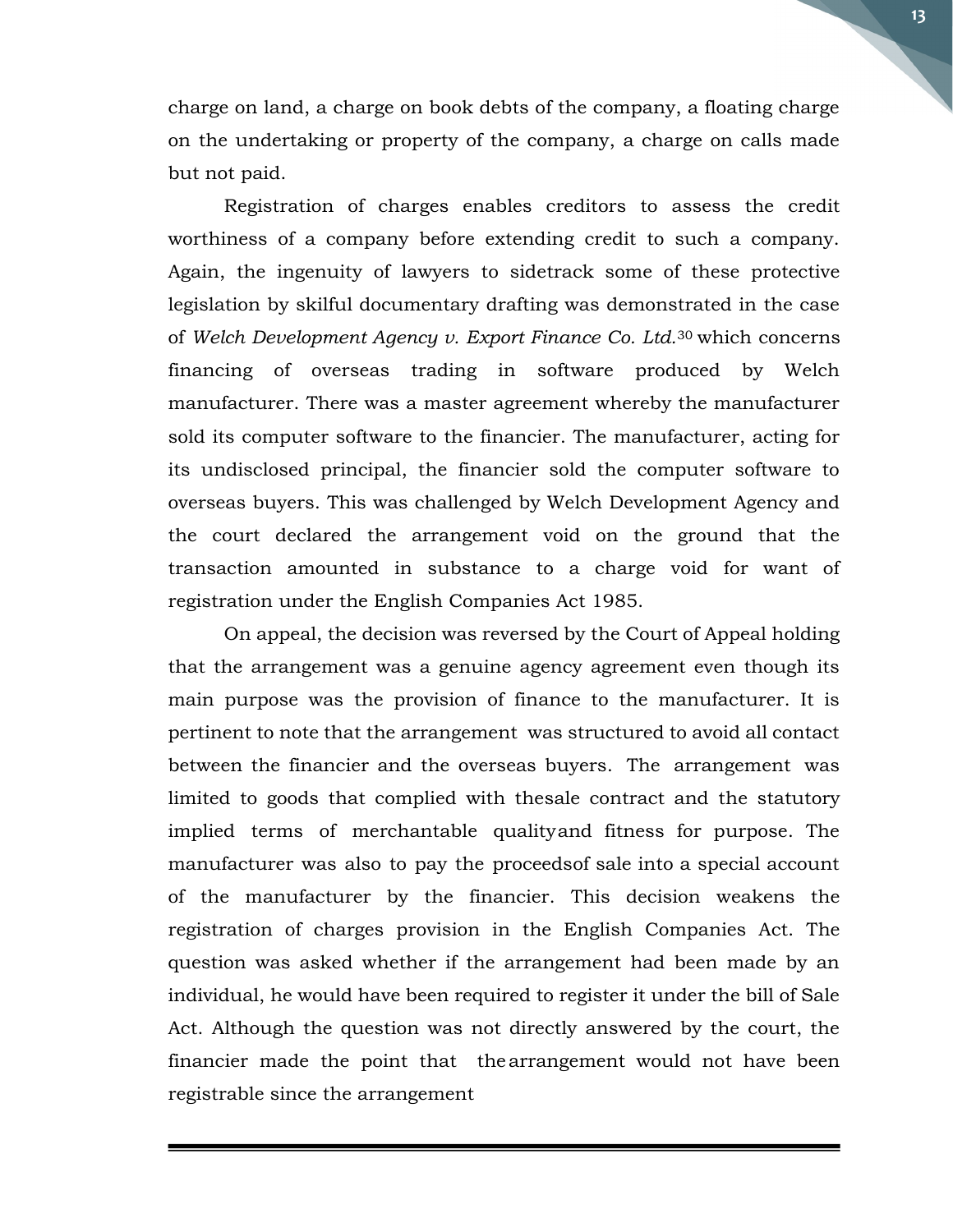charge on land, a charge on book debts of the company, a floating charge on the undertaking or property of the company, a charge on calls made but not paid.

Registration of charges enables creditors to assess the credit worthiness of a company before extending credit to such a company. Again, the ingenuity of lawyers to sidetrack some of these protective legislation by skilful documentary drafting was demonstrated in the case of *Welch Development Agency v. Export Finance Co. Ltd.*[30] which concerns financing of overseas trading in software produced by Welch manufacturer. There was a master agreement whereby the manufacturer sold its computer software to the financier. The manufacturer, acting for its undisclosed principal, the financier sold the computer software to overseas buyers. This was challenged by Welch Development Agency and the court declared the arrangement void on the ground that the transaction amounted in substance to a charge void for want of registration under the English Companies Act 1985.

On appeal, the decision was reversed by the Court of Appeal holding that the arrangement was a genuine agency agreement even though its main purpose was the provision of finance to the manufacturer. It is pertinent to note that the arrangement was structured to avoid all contact between the financier and the overseas buyers. The arrangement was limited to goods that complied with thesale contract and the statutory implied terms of merchantable qualityand fitness for purpose. The manufacturer was also to pay the proceedsof sale into a special account of the manufacturer by the financier. This decision weakens the registration of charges provision in the English Companies Act. The question was asked whether if the arrangement had been made by an individual, he would have been required to register it under the bill of Sale Act. Although the question was not directly answered by the court, the financier made the point that the arrangement would not have been registrable since the arrangement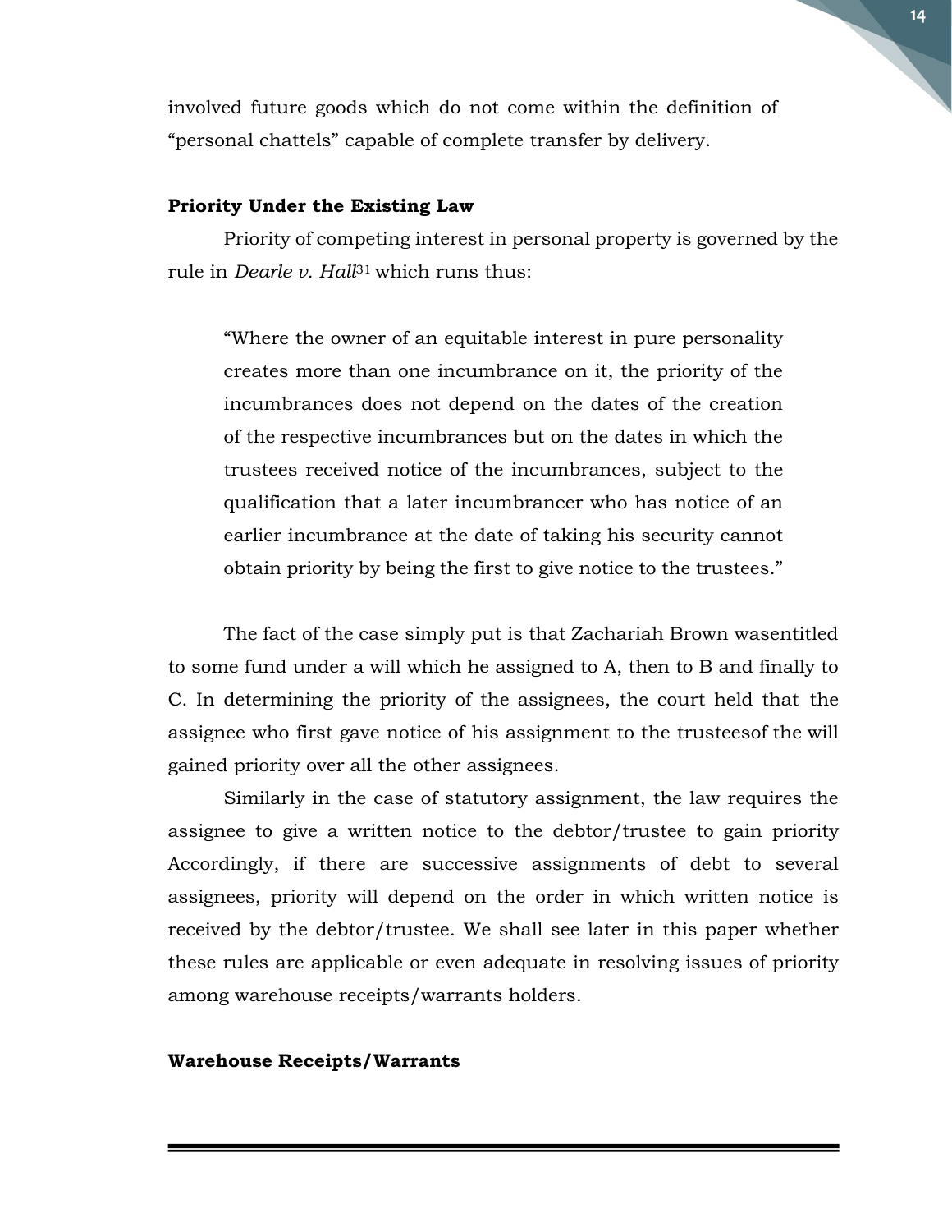involved future goods which do not come within the definition of "personal chattels" capable of complete transfer by delivery.

**Priority Under the Existing Law**

Priority of competing interest in personal property is governed by the rule in *Dearle v. Hall*[31] which runs thus:

> "Where the owner of an equitable interest in pure personality creates more than one incumbrance on it, the priority of the incumbrances does not depend on the dates of the creation of the respective incumbrances but on the dates in which the trustees received notice of the incumbrances, subject to the qualification that a later incumbrancer who has notice of an earlier incumbrance at the date of taking his security cannot obtain priority by being the first to give notice to the trustees."

The fact of the case simply put is that Zachariah Brown wasentitled to some fund under a will which he assigned to A, then to B and finally to C. In determining the priority of the assignees, the court held that the assignee who first gave notice of his assignment to the trusteesof the will gained priority over all the other assignees.

Similarly in the case of statutory assignment, the law requires the assignee to give a written notice to the debtor/trustee to gain priority Accordingly, if there are successive assignments of debt to several assignees, priority will depend on the order in which written notice is received by the debtor/trustee. We shall see later in this paper whether these rules are applicable or even adequate in resolving issues of priority among warehouse receipts/warrants holders.

**Warehouse Receipts/Warrants**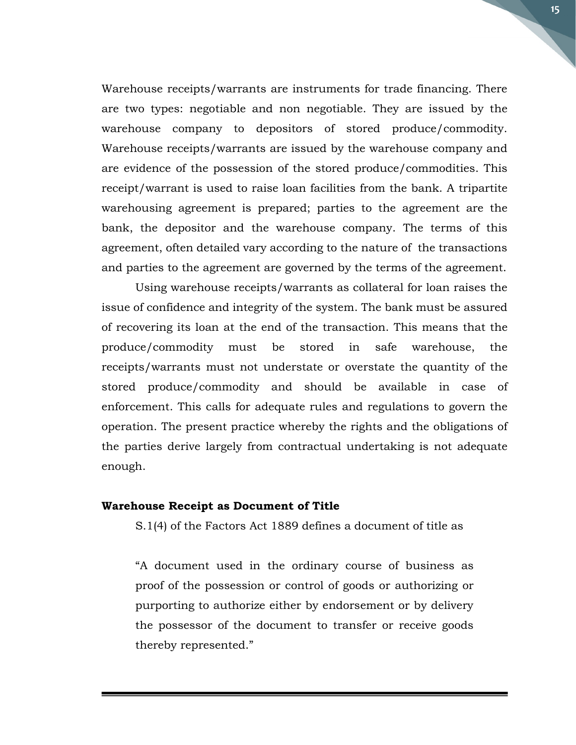Warehouse receipts/warrants are instruments for trade financing. There are two types: negotiable and non negotiable. They are issued by the warehouse company to depositors of stored produce/commodity. Warehouse receipts/warrants are issued by the warehouse company and are evidence of the possession of the stored produce/commodities. This receipt/warrant is used to raise loan facilities from the bank. A tripartite warehousing agreement is prepared; parties to the agreement are the bank, the depositor and the warehouse company. The terms of this agreement, often detailed vary according to the nature of the transactions and parties to the agreement are governed by the terms of the agreement.

Using warehouse receipts/warrants as collateral for loan raises the issue of confidence and integrity of the system. The bank must be assured of recovering its loan at the end of the transaction. This means that the produce/commodity must be stored in safe warehouse, the receipts/warrants must not understate or overstate the quantity of the stored produce/commodity and should be available in case of enforcement. This calls for adequate rules and regulations to govern the operation. The present practice whereby the rights and the obligations of the parties derive largely from contractual undertaking is not adequate enough.

**Warehouse Receipt as Document of Title**

S.1(4) of the Factors Act 1889 defines a document of title as

> "A document used in the ordinary course of business as proof of the possession or control of goods or authorizing or purporting to authorize either by endorsement or by delivery the possessor of the document to transfer or receive goods thereby represented."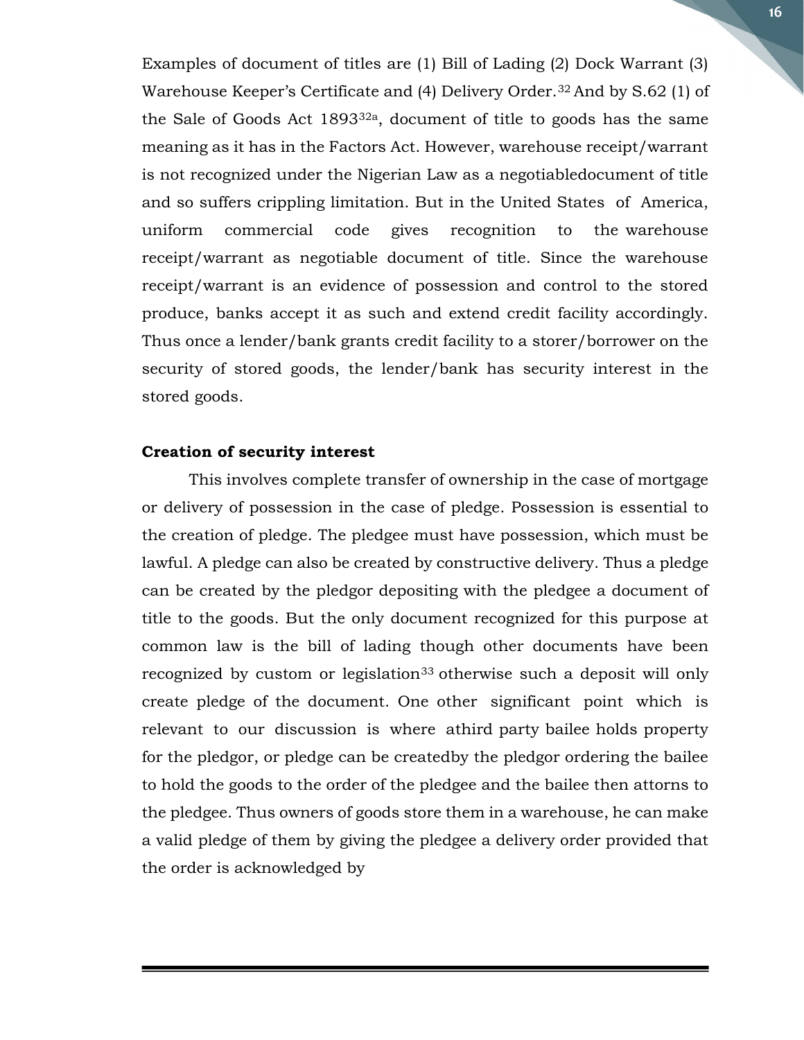Examples of document of titles are (1) Bill of Lading (2) Dock Warrant (3) Warehouse Keeper's Certificate and (4) Delivery Order.[32] And by S.62 (1) of the Sale of Goods Act 1893[32a], document of title to goods has the same meaning as it has in the Factors Act. However, warehouse receipt/warrant is not recognized under the Nigerian Law as a negotiabledocument of title and so suffers crippling limitation. But in the United States of America, uniform commercial code gives recognition to the warehouse receipt/warrant as negotiable document of title. Since the warehouse receipt/warrant is an evidence of possession and control to the stored produce, banks accept it as such and extend credit facility accordingly. Thus once a lender/bank grants credit facility to a storer/borrower on the security of stored goods, the lender/bank has security interest in the stored goods.

**Creation of security interest**

This involves complete transfer of ownership in the case of mortgage or delivery of possession in the case of pledge. Possession is essential to the creation of pledge. The pledgee must have possession, which must be lawful. A pledge can also be created by constructive delivery. Thus a pledge can be created by the pledgor depositing with the pledgee a document of title to the goods. But the only document recognized for this purpose at common law is the bill of lading though other documents have been recognized by custom or legislation[33] otherwise such a deposit will only create pledge of the document. One other significant point which is relevant to our discussion is where athird party bailee holds property for the pledgor, or pledge can be createdby the pledgor ordering the bailee to hold the goods to the order of the pledgee and the bailee then attorns to the pledgee. Thus owners of goods store them in a warehouse, he can make a valid pledge of them by giving the pledgee a delivery order provided that the order is acknowledged by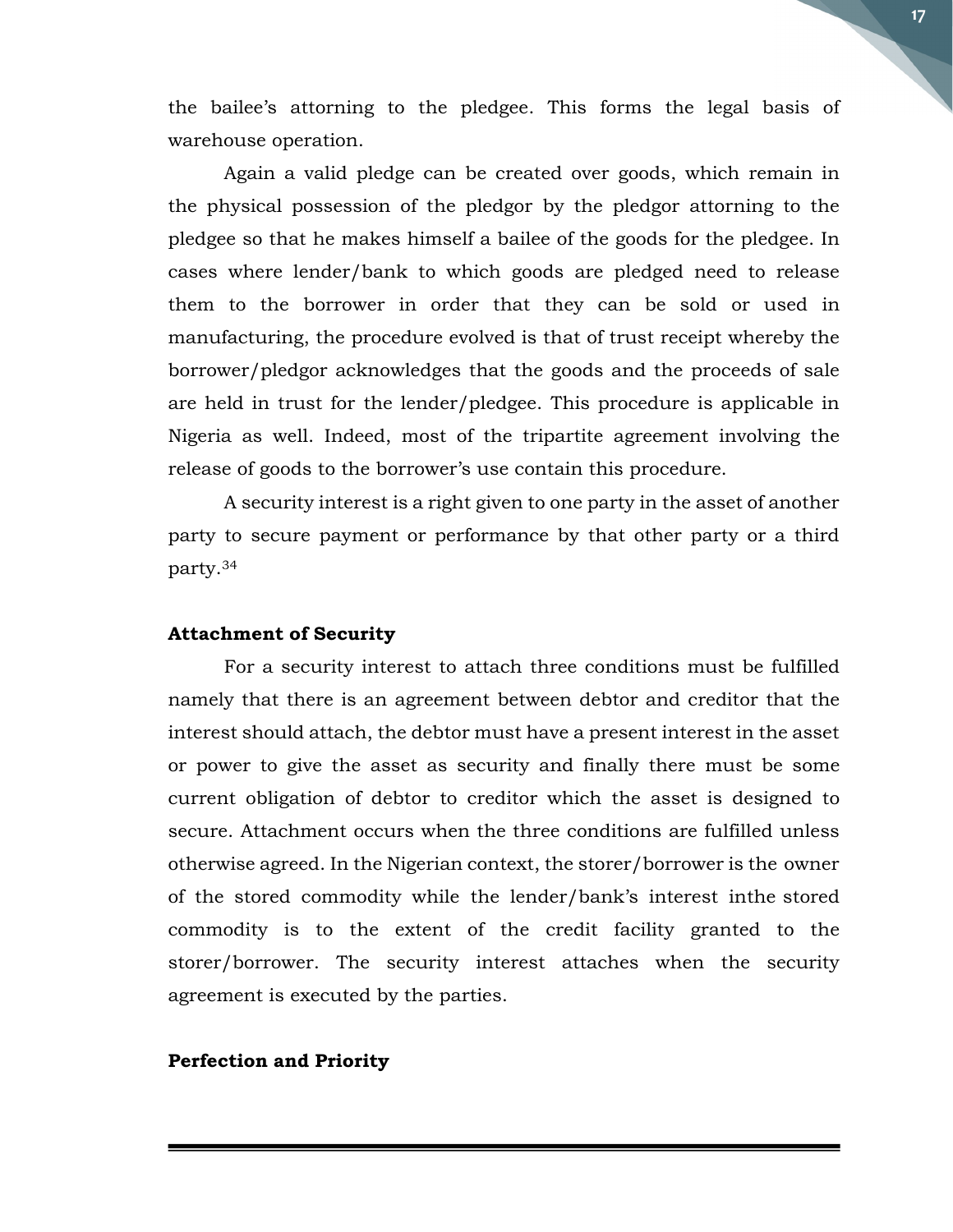the bailee's attorning to the pledgee. This forms the legal basis of warehouse operation.

Again a valid pledge can be created over goods, which remain in the physical possession of the pledgor by the pledgor attorning to the pledgee so that he makes himself a bailee of the goods for the pledgee. In cases where lender/bank to which goods are pledged need to release them to the borrower in order that they can be sold or used in manufacturing, the procedure evolved is that of trust receipt whereby the borrower/pledgor acknowledges that the goods and the proceeds of sale are held in trust for the lender/pledgee. This procedure is applicable in Nigeria as well. Indeed, most of the tripartite agreement involving the release of goods to the borrower's use contain this procedure.

A security interest is a right given to one party in the asset of another party to secure payment or performance by that other party or a third party.[34]

**Attachment of Security**

For a security interest to attach three conditions must be fulfilled namely that there is an agreement between debtor and creditor that the interest should attach, the debtor must have a present interest in the asset or power to give the asset as security and finally there must be some current obligation of debtor to creditor which the asset is designed to secure. Attachment occurs when the three conditions are fulfilled unless otherwise agreed. In the Nigerian context, the storer/borrower is the owner of the stored commodity while the lender/bank's interest inthe stored commodity is to the extent of the credit facility granted to the storer/borrower. The security interest attaches when the security agreement is executed by the parties.

**Perfection and Priority**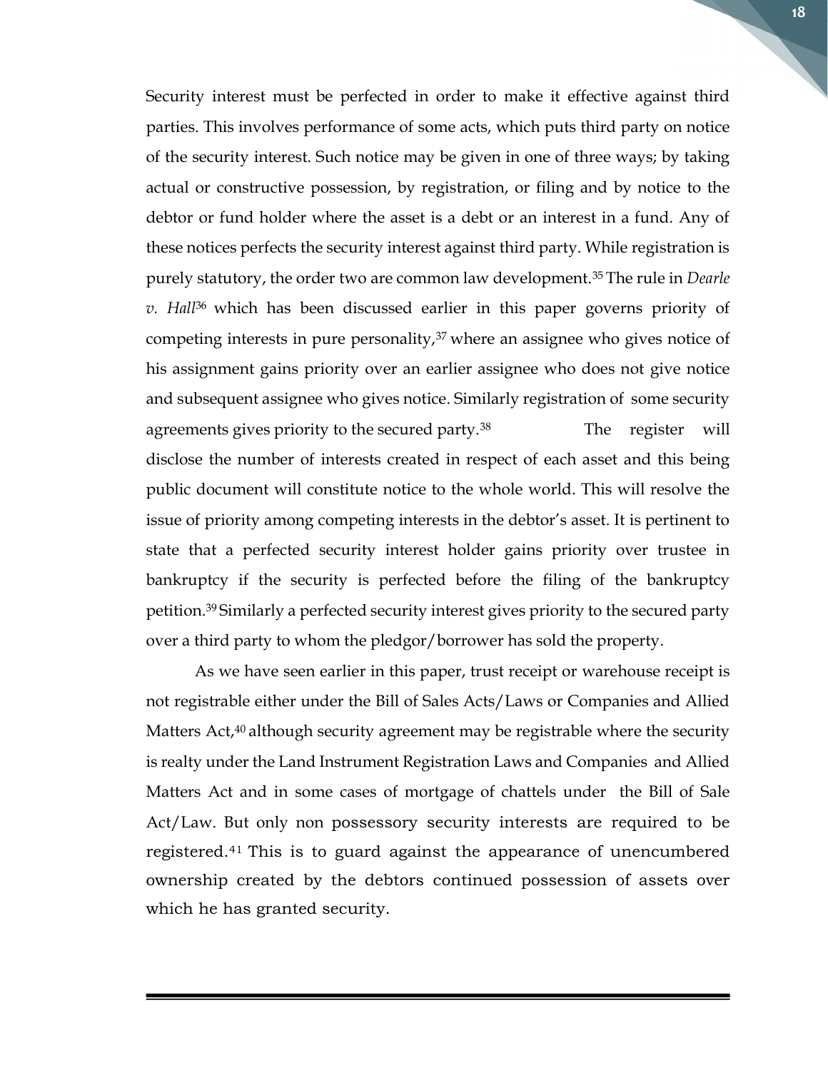Security interest must be perfected in order to make it effective against third parties. This involves performance of some acts, which puts third party on notice of the security interest. Such notice may be given in one of three ways; by taking actual or constructive possession, by registration, or filing and by notice to the debtor or fund holder where the asset is a debt or an interest in a fund. Any of these notices perfects the security interest against third party. While registration is purely statutory, the order two are common law development.[35] The rule in *Dearle v. Hall*[36] which has been discussed earlier in this paper governs priority of competing interests in pure personality,[37] where an assignee who gives notice of his assignment gains priority over an earlier assignee who does not give notice and subsequent assignee who gives notice. Similarly registration of some security agreements gives priority to the secured party.[38] The register will disclose the number of interests created in respect of each asset and this being public document will constitute notice to the whole world. This will resolve the issue of priority among competing interests in the debtor's asset. It is pertinent to state that a perfected security interest holder gains priority over trustee in bankruptcy if the security is perfected before the filing of the bankruptcy petition.[39] Similarly a perfected security interest gives priority to the secured party over a third party to whom the pledgor/borrower has sold the property.

As we have seen earlier in this paper, trust receipt or warehouse receipt is not registrable either under the Bill of Sales Acts/Laws or Companies and Allied Matters Act,[40] although security agreement may be registrable where the security is realty under the Land Instrument Registration Laws and Companies and Allied Matters Act and in some cases of mortgage of chattels under the Bill of Sale Act/Law. But only non possessory security interests are required to be registered.[41] This is to guard against the appearance of unencumbered ownership created by the debtors continued possession of assets over which he has granted security.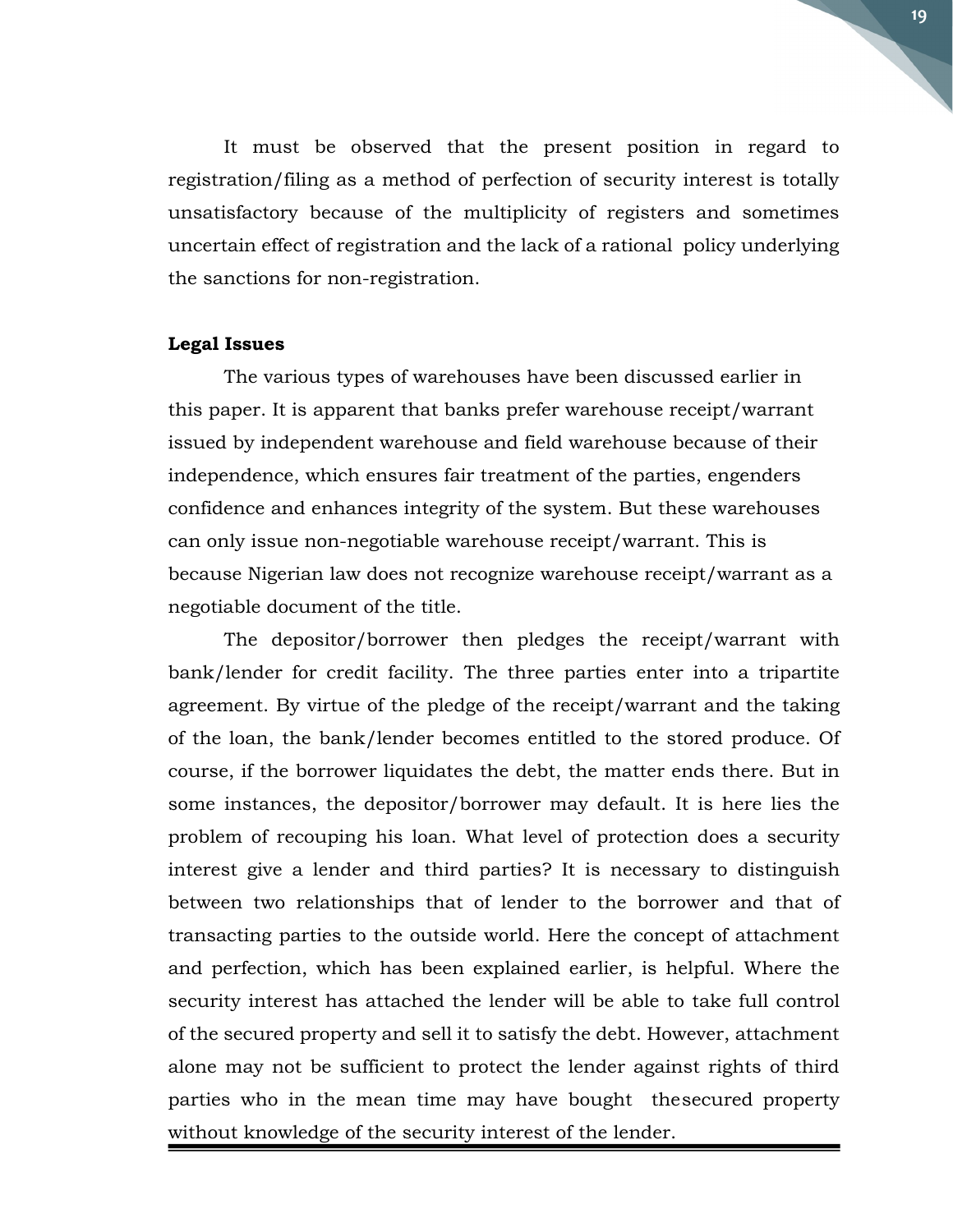It must be observed that the present position in regard to registration/filing as a method of perfection of security interest is totally unsatisfactory because of the multiplicity of registers and sometimes uncertain effect of registration and the lack of a rational policy underlying the sanctions for non-registration.

**Legal Issues**

The various types of warehouses have been discussed earlier in this paper. It is apparent that banks prefer warehouse receipt/warrant issued by independent warehouse and field warehouse because of their independence, which ensures fair treatment of the parties, engenders confidence and enhances integrity of the system. But these warehouses can only issue non-negotiable warehouse receipt/warrant. This is because Nigerian law does not recognize warehouse receipt/warrant as a negotiable document of the title.

The depositor/borrower then pledges the receipt/warrant with bank/lender for credit facility. The three parties enter into a tripartite agreement. By virtue of the pledge of the receipt/warrant and the taking of the loan, the bank/lender becomes entitled to the stored produce. Of course, if the borrower liquidates the debt, the matter ends there. But in some instances, the depositor/borrower may default. It is here lies the problem of recouping his loan. What level of protection does a security interest give a lender and third parties? It is necessary to distinguish between two relationships that of lender to the borrower and that of transacting parties to the outside world. Here the concept of attachment and perfection, which has been explained earlier, is helpful. Where the security interest has attached the lender will be able to take full control of the secured property and sell it to satisfy the debt. However, attachment alone may not be sufficient to protect the lender against rights of third parties who in the mean time may have bought thesecured property without knowledge of the security interest of the lender.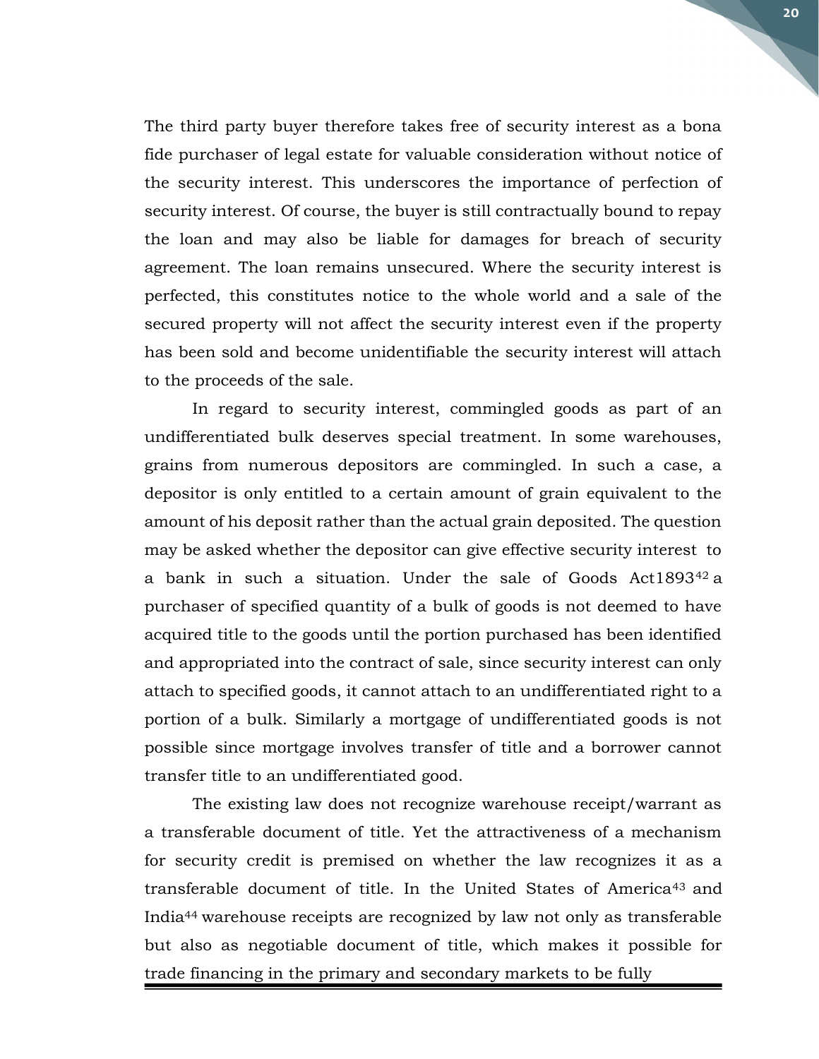The third party buyer therefore takes free of security interest as a bona fide purchaser of legal estate for valuable consideration without notice of the security interest. This underscores the importance of perfection of security interest. Of course, the buyer is still contractually bound to repay the loan and may also be liable for damages for breach of security agreement. The loan remains unsecured. Where the security interest is perfected, this constitutes notice to the whole world and a sale of the secured property will not affect the security interest even if the property has been sold and become unidentifiable the security interest will attach to the proceeds of the sale.

In regard to security interest, commingled goods as part of an undifferentiated bulk deserves special treatment. In some warehouses, grains from numerous depositors are commingled. In such a case, a depositor is only entitled to a certain amount of grain equivalent to the amount of his deposit rather than the actual grain deposited. The question may be asked whether the depositor can give effective security interest to a bank in such a situation. Under the sale of Goods Act1893[42] a purchaser of specified quantity of a bulk of goods is not deemed to have acquired title to the goods until the portion purchased has been identified and appropriated into the contract of sale, since security interest can only attach to specified goods, it cannot attach to an undifferentiated right to a portion of a bulk. Similarly a mortgage of undifferentiated goods is not possible since mortgage involves transfer of title and a borrower cannot transfer title to an undifferentiated good.

The existing law does not recognize warehouse receipt/warrant as a transferable document of title. Yet the attractiveness of a mechanism for security credit is premised on whether the law recognizes it as a transferable document of title. In the United States of America[43] and India[44] warehouse receipts are recognized by law not only as transferable but also as negotiable document of title, which makes it possible for trade financing in the primary and secondary markets to be fully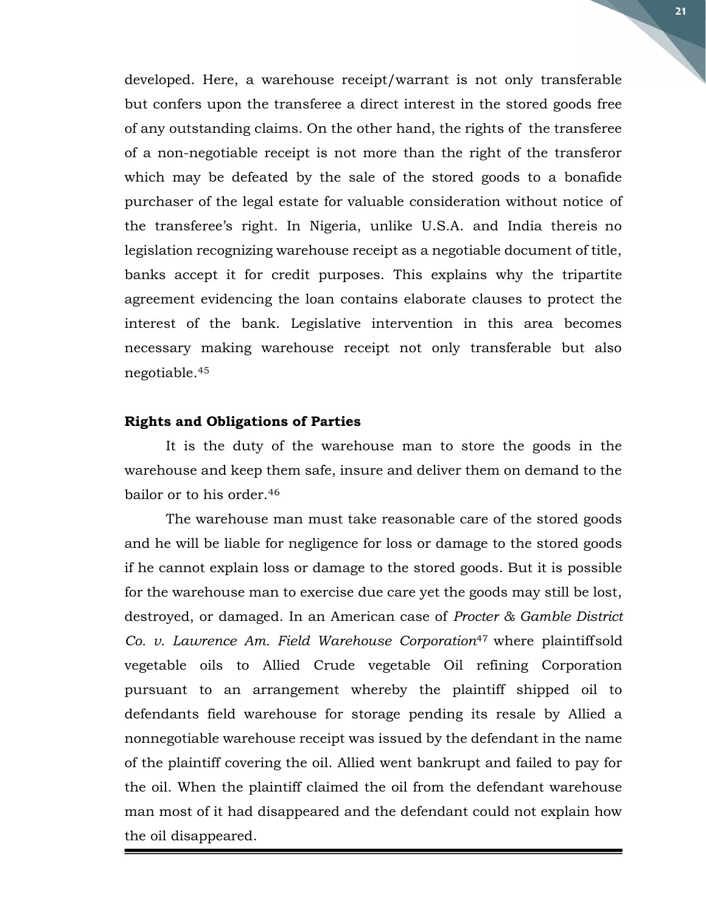developed. Here, a warehouse receipt/warrant is not only transferable but confers upon the transferee a direct interest in the stored goods free of any outstanding claims. On the other hand, the rights of the transferee of a non-negotiable receipt is not more than the right of the transferor which may be defeated by the sale of the stored goods to a bonafide purchaser of the legal estate for valuable consideration without notice of the transferee's right. In Nigeria, unlike U.S.A. and India thereis no legislation recognizing warehouse receipt as a negotiable document of title, banks accept it for credit purposes. This explains why the tripartite agreement evidencing the loan contains elaborate clauses to protect the interest of the bank. Legislative intervention in this area becomes necessary making warehouse receipt not only transferable but also negotiable.[45]

**Rights and Obligations of Parties**

It is the duty of the warehouse man to store the goods in the warehouse and keep them safe, insure and deliver them on demand to the bailor or to his order.[46]

The warehouse man must take reasonable care of the stored goods and he will be liable for negligence for loss or damage to the stored goods if he cannot explain loss or damage to the stored goods. But it is possible for the warehouse man to exercise due care yet the goods may still be lost, destroyed, or damaged. In an American case of *Procter & Gamble District Co. v. Lawrence Am. Field Warehouse Corporation*[47] where plaintiffsold vegetable oils to Allied Crude vegetable Oil refining Corporation pursuant to an arrangement whereby the plaintiff shipped oil to defendants field warehouse for storage pending its resale by Allied a nonnegotiable warehouse receipt was issued by the defendant in the name of the plaintiff covering the oil. Allied went bankrupt and failed to pay for the oil. When the plaintiff claimed the oil from the defendant warehouse man most of it had disappeared and the defendant could not explain how the oil disappeared.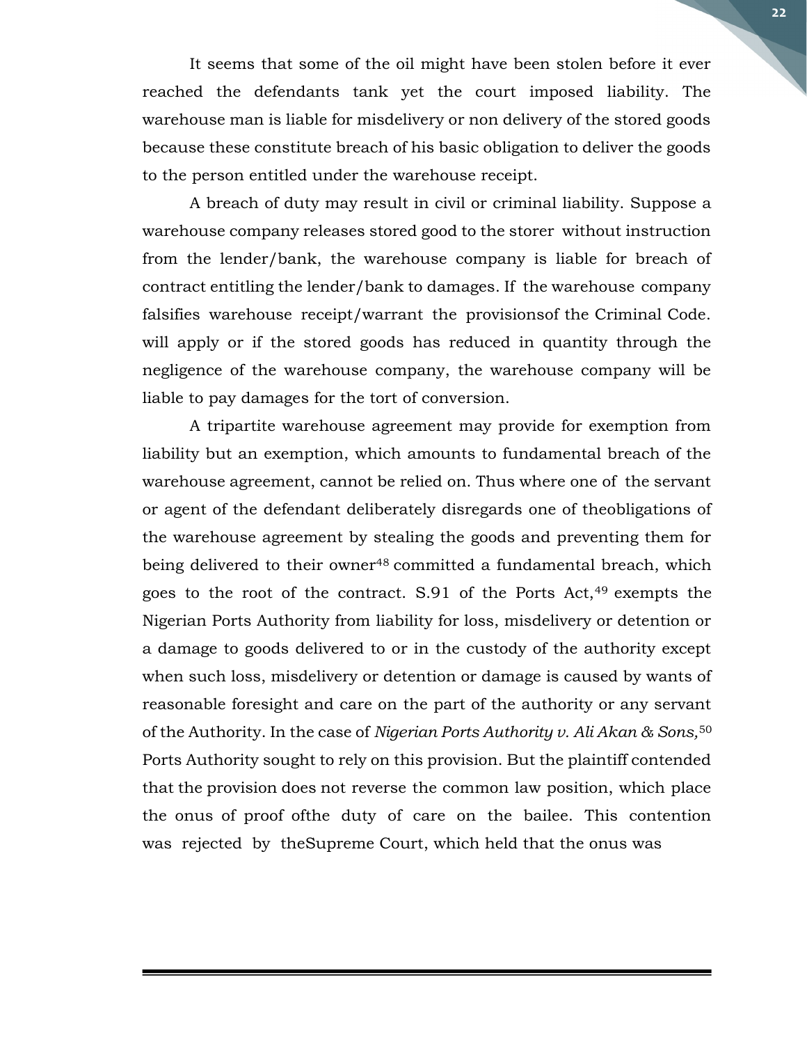It seems that some of the oil might have been stolen before it ever reached the defendants tank yet the court imposed liability. The warehouse man is liable for misdelivery or non delivery of the stored goods because these constitute breach of his basic obligation to deliver the goods to the person entitled under the warehouse receipt.

A breach of duty may result in civil or criminal liability. Suppose a warehouse company releases stored good to the storer without instruction from the lender/bank, the warehouse company is liable for breach of contract entitling the lender/bank to damages. If the warehouse company falsifies warehouse receipt/warrant the provisionsof the Criminal Code. will apply or if the stored goods has reduced in quantity through the negligence of the warehouse company, the warehouse company will be liable to pay damages for the tort of conversion.

A tripartite warehouse agreement may provide for exemption from liability but an exemption, which amounts to fundamental breach of the warehouse agreement, cannot be relied on. Thus where one of the servant or agent of the defendant deliberately disregards one of theobligations of the warehouse agreement by stealing the goods and preventing them for being delivered to their owner[48] committed a fundamental breach, which goes to the root of the contract. S.91 of the Ports Act,[49] exempts the Nigerian Ports Authority from liability for loss, misdelivery or detention or a damage to goods delivered to or in the custody of the authority except when such loss, misdelivery or detention or damage is caused by wants of reasonable foresight and care on the part of the authority or any servant of the Authority. In the case of *Nigerian Ports Authority v. Ali Akan & Sons,*[50] Ports Authority sought to rely on this provision. But the plaintiff contended that the provision does not reverse the common law position, which place the onus of proof ofthe duty of care on the bailee. This contention was rejected by theSupreme Court, which held that the onus was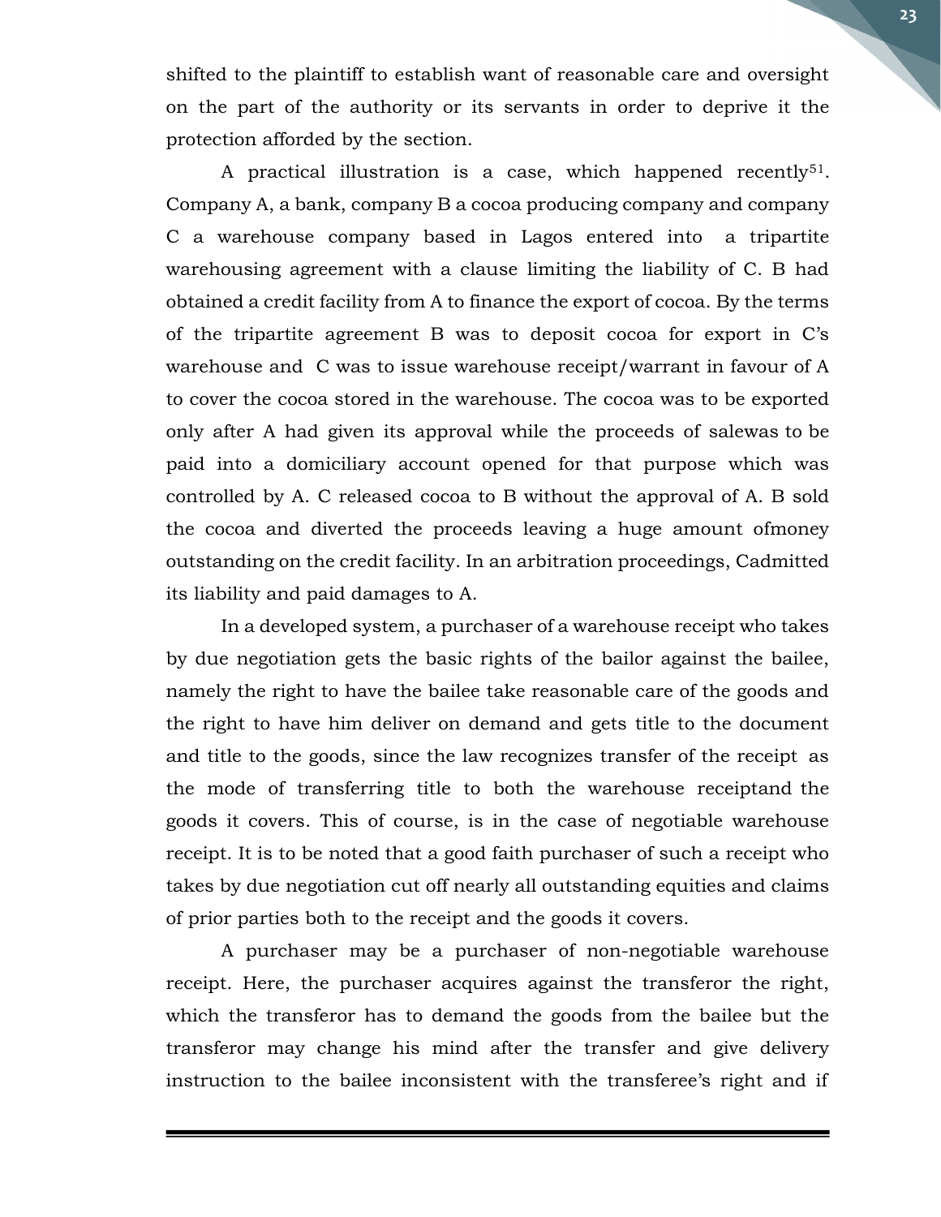shifted to the plaintiff to establish want of reasonable care and oversight on the part of the authority or its servants in order to deprive it the protection afforded by the section.

A practical illustration is a case, which happened recently[51]. Company A, a bank, company B a cocoa producing company and company C a warehouse company based in Lagos entered into a tripartite warehousing agreement with a clause limiting the liability of C. B had obtained a credit facility from A to finance the export of cocoa. By the terms of the tripartite agreement B was to deposit cocoa for export in C's warehouse and C was to issue warehouse receipt/warrant in favour of A to cover the cocoa stored in the warehouse. The cocoa was to be exported only after A had given its approval while the proceeds of salewas to be paid into a domiciliary account opened for that purpose which was controlled by A. C released cocoa to B without the approval of A. B sold the cocoa and diverted the proceeds leaving a huge amount ofmoney outstanding on the credit facility. In an arbitration proceedings, Cadmitted its liability and paid damages to A.

In a developed system, a purchaser of a warehouse receipt who takes by due negotiation gets the basic rights of the bailor against the bailee, namely the right to have the bailee take reasonable care of the goods and the right to have him deliver on demand and gets title to the document and title to the goods, since the law recognizes transfer of the receipt as the mode of transferring title to both the warehouse receiptand the goods it covers. This of course, is in the case of negotiable warehouse receipt. It is to be noted that a good faith purchaser of such a receipt who takes by due negotiation cut off nearly all outstanding equities and claims of prior parties both to the receipt and the goods it covers.

A purchaser may be a purchaser of non-negotiable warehouse receipt. Here, the purchaser acquires against the transferor the right, which the transferor has to demand the goods from the bailee but the transferor may change his mind after the transfer and give delivery instruction to the bailee inconsistent with the transferee's right and if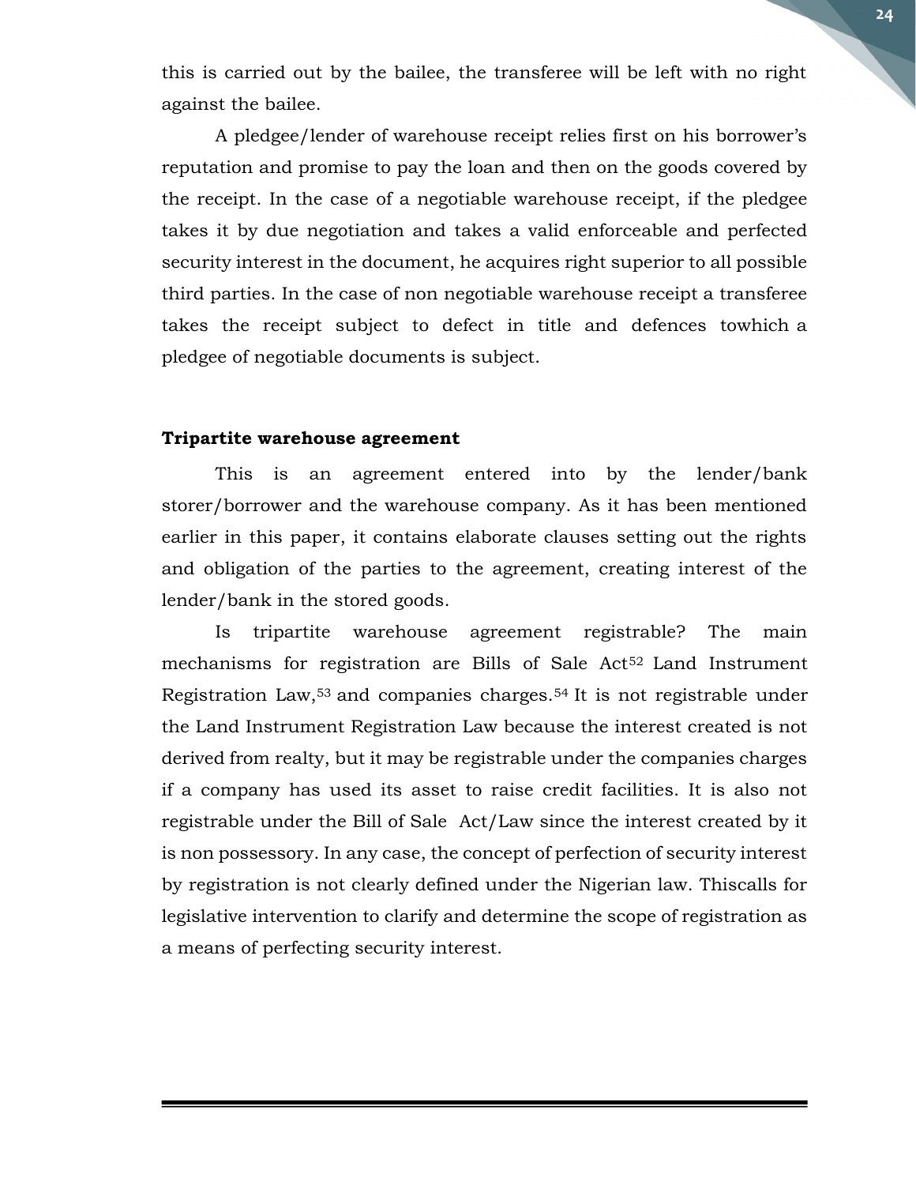this is carried out by the bailee, the transferee will be left with no right against the bailee.

A pledgee/lender of warehouse receipt relies first on his borrower's reputation and promise to pay the loan and then on the goods covered by the receipt. In the case of a negotiable warehouse receipt, if the pledgee takes it by due negotiation and takes a valid enforceable and perfected security interest in the document, he acquires right superior to all possible third parties. In the case of non negotiable warehouse receipt a transferee takes the receipt subject to defect in title and defences towhich a pledgee of negotiable documents is subject.

**Tripartite warehouse agreement**

This is an agreement entered into by the lender/bank storer/borrower and the warehouse company. As it has been mentioned earlier in this paper, it contains elaborate clauses setting out the rights and obligation of the parties to the agreement, creating interest of the lender/bank in the stored goods.

Is tripartite warehouse agreement registrable? The main mechanisms for registration are Bills of Sale Act[52] Land Instrument Registration Law,[53] and companies charges.[54] It is not registrable under the Land Instrument Registration Law because the interest created is not derived from realty, but it may be registrable under the companies charges if a company has used its asset to raise credit facilities. It is also not registrable under the Bill of Sale Act/Law since the interest created by it is non possessory. In any case, the concept of perfection of security interest by registration is not clearly defined under the Nigerian law. Thiscalls for legislative intervention to clarify and determine the scope of registration as a means of perfecting security interest.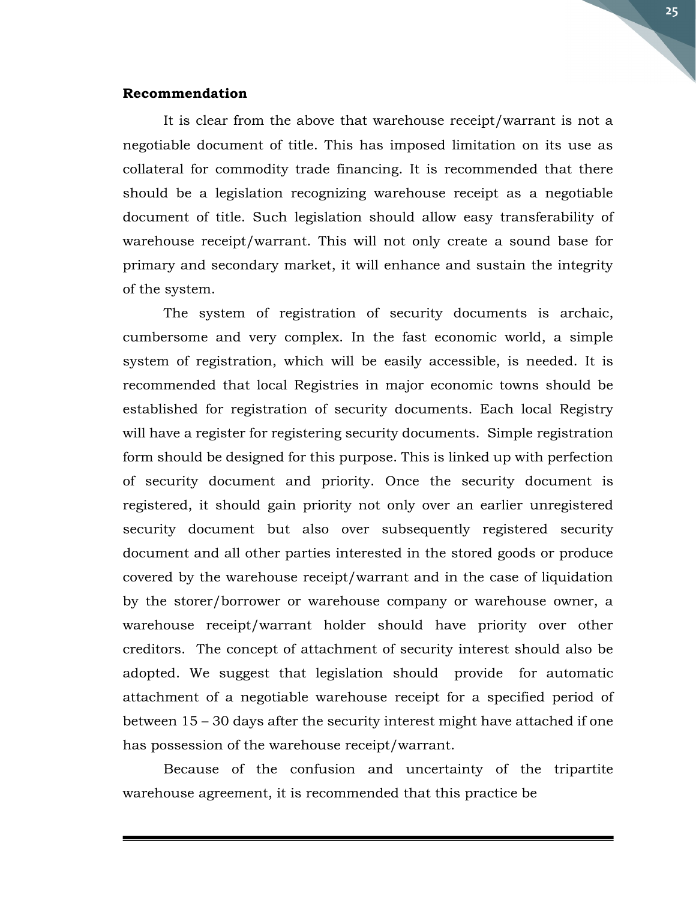**Recommendation**

It is clear from the above that warehouse receipt/warrant is not a negotiable document of title. This has imposed limitation on its use as collateral for commodity trade financing. It is recommended that there should be a legislation recognizing warehouse receipt as a negotiable document of title. Such legislation should allow easy transferability of warehouse receipt/warrant. This will not only create a sound base for primary and secondary market, it will enhance and sustain the integrity of the system.

The system of registration of security documents is archaic, cumbersome and very complex. In the fast economic world, a simple system of registration, which will be easily accessible, is needed. It is recommended that local Registries in major economic towns should be established for registration of security documents. Each local Registry will have a register for registering security documents. Simple registration form should be designed for this purpose. This is linked up with perfection of security document and priority. Once the security document is registered, it should gain priority not only over an earlier unregistered security document but also over subsequently registered security document and all other parties interested in the stored goods or produce covered by the warehouse receipt/warrant and in the case of liquidation by the storer/borrower or warehouse company or warehouse owner, a warehouse receipt/warrant holder should have priority over other creditors. The concept of attachment of security interest should also be adopted. We suggest that legislation should provide for automatic attachment of a negotiable warehouse receipt for a specified period of between 15 – 30 days after the security interest might have attached if one has possession of the warehouse receipt/warrant.

Because of the confusion and uncertainty of the tripartite warehouse agreement, it is recommended that this practice be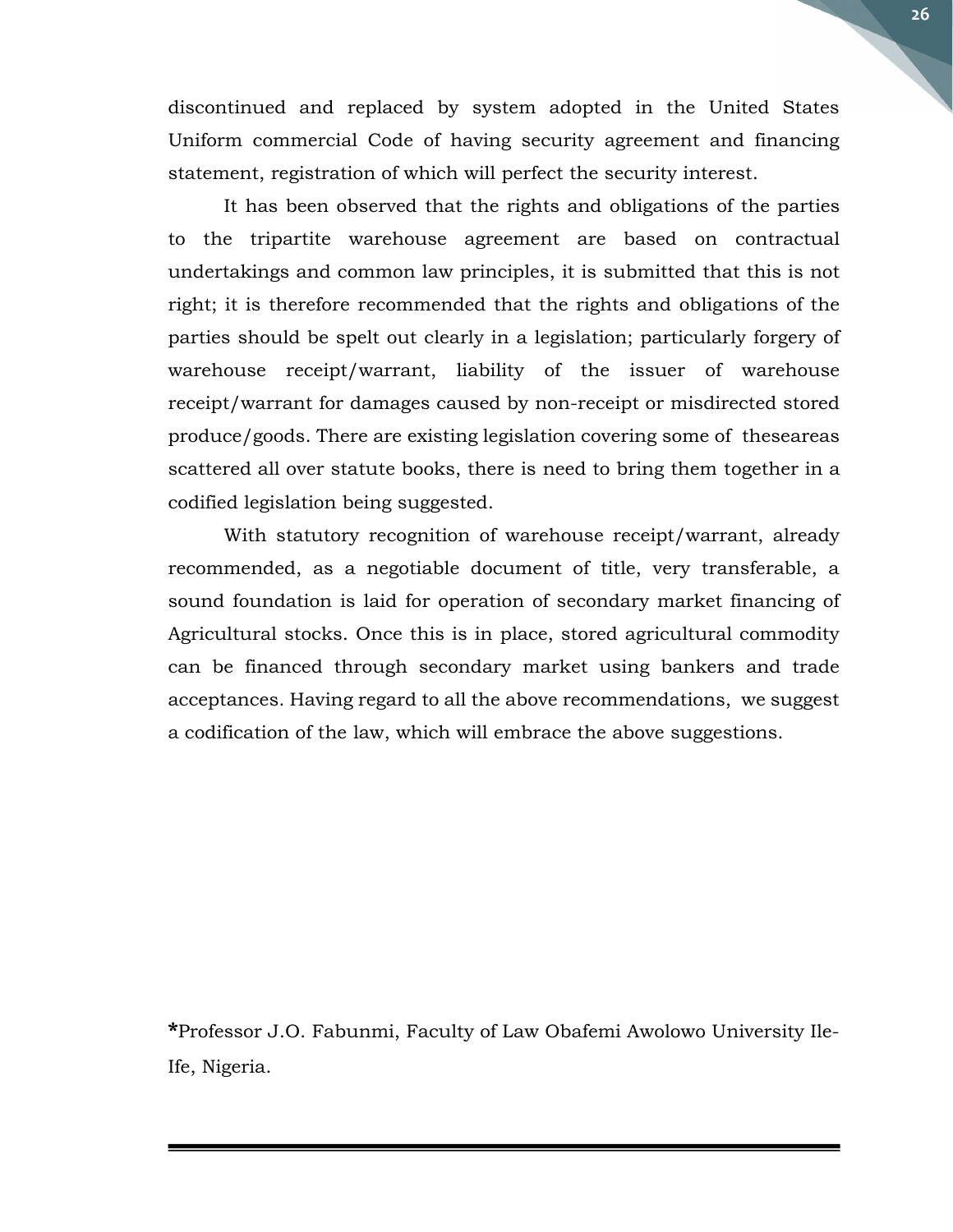discontinued and replaced by system adopted in the United States Uniform commercial Code of having security agreement and financing statement, registration of which will perfect the security interest.

It has been observed that the rights and obligations of the parties to the tripartite warehouse agreement are based on contractual undertakings and common law principles, it is submitted that this is not right; it is therefore recommended that the rights and obligations of the parties should be spelt out clearly in a legislation; particularly forgery of warehouse receipt/warrant, liability of the issuer of warehouse receipt/warrant for damages caused by non-receipt or misdirected stored produce/goods. There are existing legislation covering some of theseareas scattered all over statute books, there is need to bring them together in a codified legislation being suggested.

With statutory recognition of warehouse receipt/warrant, already recommended, as a negotiable document of title, very transferable, a sound foundation is laid for operation of secondary market financing of Agricultural stocks. Once this is in place, stored agricultural commodity can be financed through secondary market using bankers and trade acceptances. Having regard to all the above recommendations, we suggest a codification of the law, which will embrace the above suggestions.

**\***Professor J.O. Fabunmi, Faculty of Law Obafemi Awolowo University Ile-Ife, Nigeria.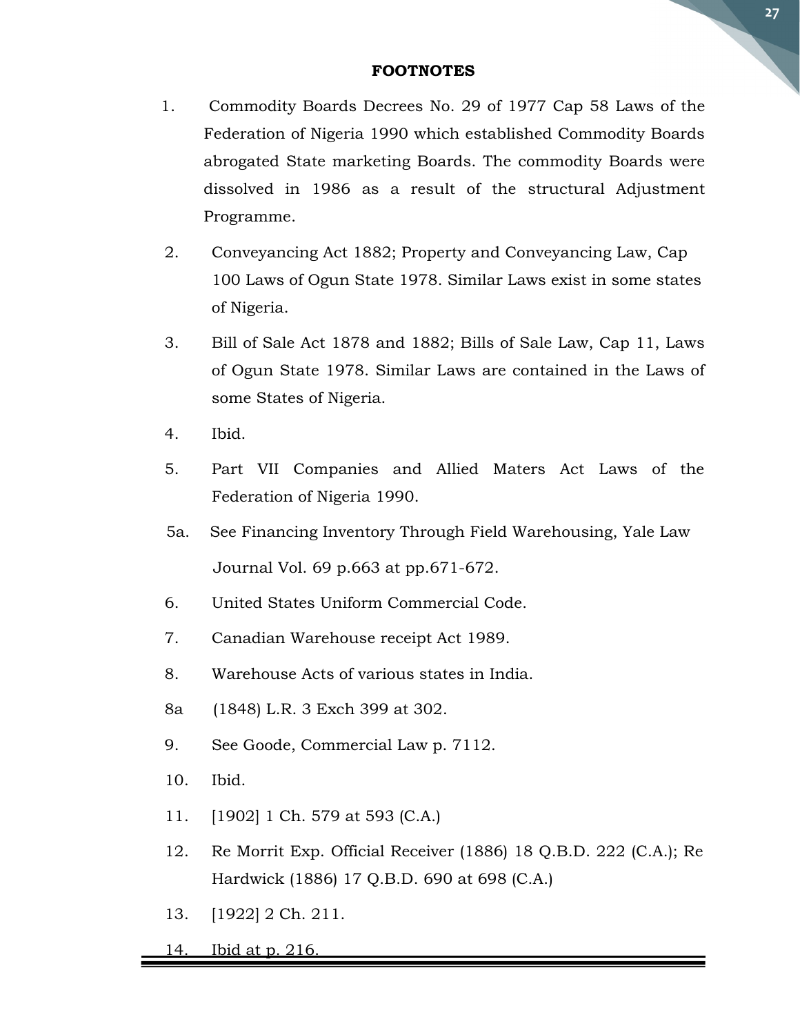**FOOTNOTES**

1. Commodity Boards Decrees No. 29 of 1977 Cap 58 Laws of the Federation of Nigeria 1990 which established Commodity Boards abrogated State marketing Boards. The commodity Boards were dissolved in 1986 as a result of the structural Adjustment Programme.
2. Conveyancing Act 1882; Property and Conveyancing Law, Cap 100 Laws of Ogun State 1978. Similar Laws exist in some states of Nigeria.
3. Bill of Sale Act 1878 and 1882; Bills of Sale Law, Cap 11, Laws of Ogun State 1978. Similar Laws are contained in the Laws of some States of Nigeria.
4. Ibid.
5. Part VII Companies and Allied Maters Act Laws of the Federation of Nigeria 1990.

5a. See Financing Inventory Through Field Warehousing, Yale Law Journal Vol. 69 p.663 at pp.671-672.

6. United States Uniform Commercial Code.
7. Canadian Warehouse receipt Act 1989.
8. Warehouse Acts of various states in India.

8a (1848) L.R. 3 Exch 399 at 302.

9. See Goode, Commercial Law p. 7112.
10. Ibid.
11. [1902] 1 Ch. 579 at 593 (C.A.)
12. Re Morrit Exp. Official Receiver (1886) 18 Q.B.D. 222 (C.A.); Re Hardwick (1886) 17 Q.B.D. 690 at 698 (C.A.)
13. [1922] 2 Ch. 211.
14. Ibid at p. 216.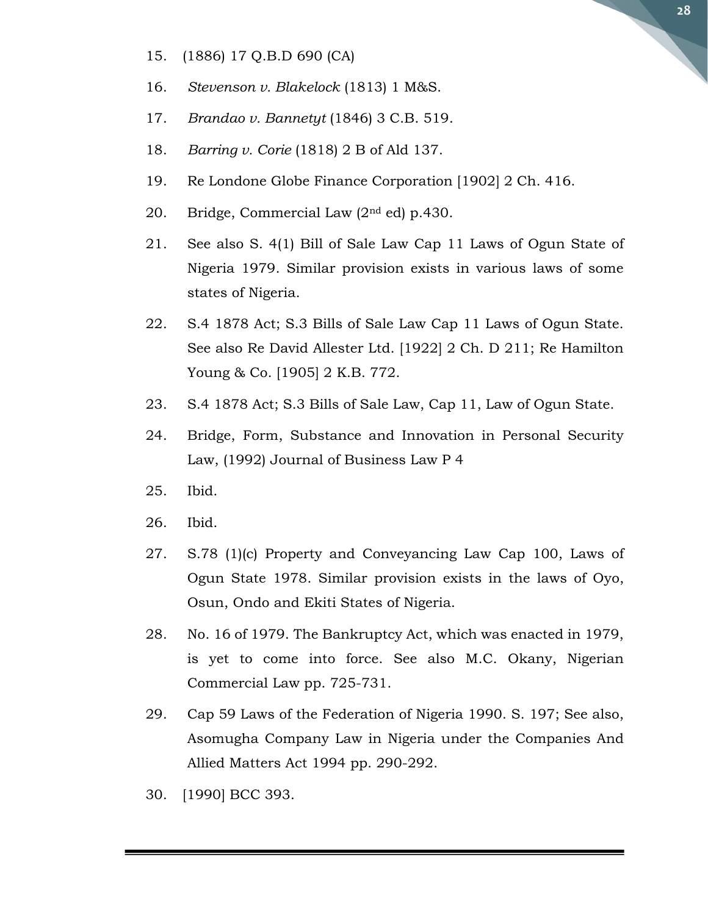15. (1886) 17 Q.B.D 690 (CA)

16. *Stevenson v. Blakelock* (1813) 1 M&S.

17. *Brandao v. Bannetyt* (1846) 3 C.B. 519.

18. *Barring v. Corie* (1818) 2 B of Ald 137.

19. Re Londone Globe Finance Corporation [1902] 2 Ch. 416.

20. Bridge, Commercial Law (2nd ed) p.430.

21. See also S. 4(1) Bill of Sale Law Cap 11 Laws of Ogun State of Nigeria 1979. Similar provision exists in various laws of some states of Nigeria.

22. S.4 1878 Act; S.3 Bills of Sale Law Cap 11 Laws of Ogun State. See also Re David Allester Ltd. [1922] 2 Ch. D 211; Re Hamilton Young & Co. [1905] 2 K.B. 772.

23. S.4 1878 Act; S.3 Bills of Sale Law, Cap 11, Law of Ogun State.

24. Bridge, Form, Substance and Innovation in Personal Security Law, (1992) Journal of Business Law P 4

25. Ibid.

26. Ibid.

27. S.78 (1)(c) Property and Conveyancing Law Cap 100, Laws of Ogun State 1978. Similar provision exists in the laws of Oyo, Osun, Ondo and Ekiti States of Nigeria.

28. No. 16 of 1979. The Bankruptcy Act, which was enacted in 1979, is yet to come into force. See also M.C. Okany, Nigerian Commercial Law pp. 725-731.

29. Cap 59 Laws of the Federation of Nigeria 1990. S. 197; See also, Asomugha Company Law in Nigeria under the Companies And Allied Matters Act 1994 pp. 290-292.

30. [1990] BCC 393.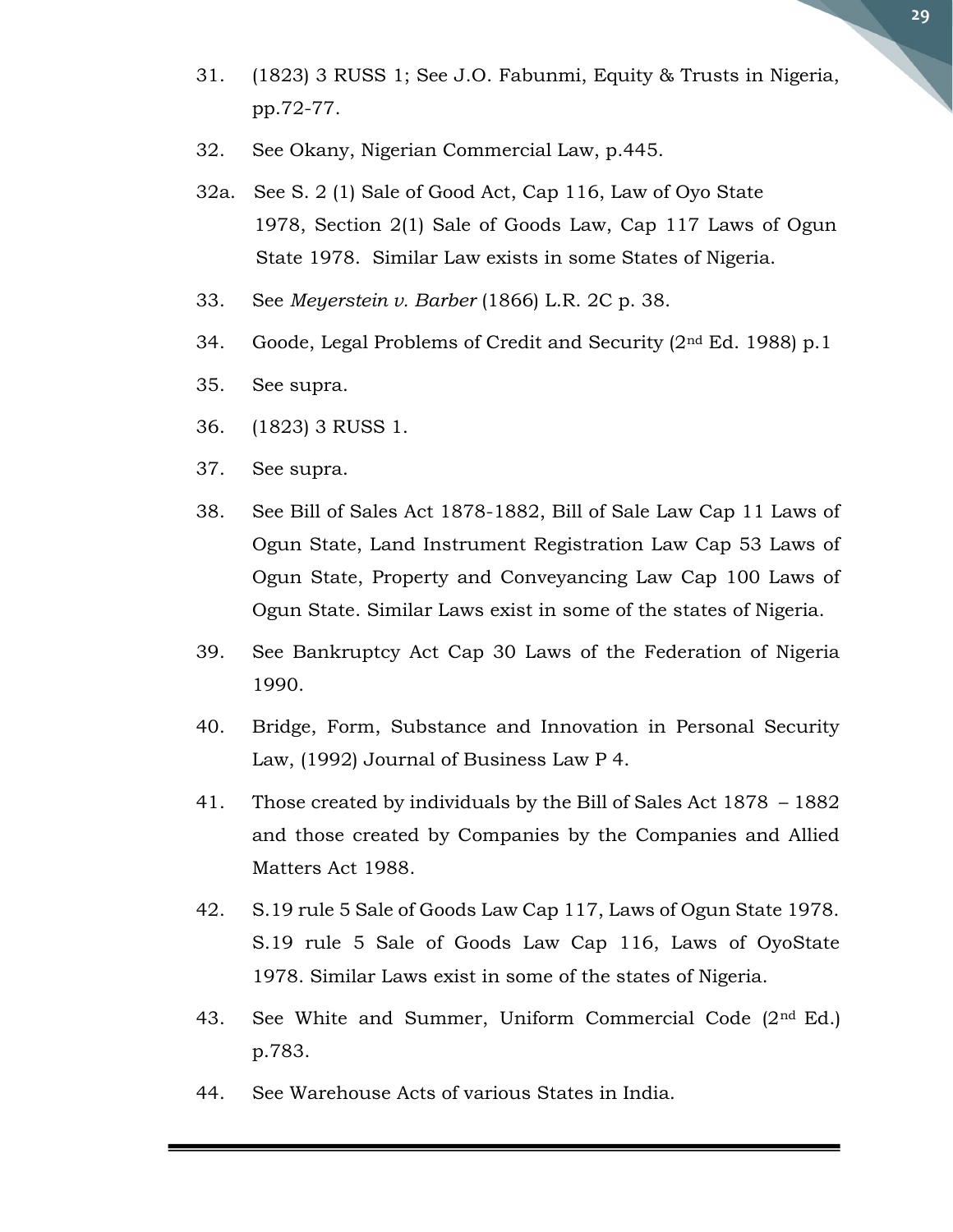31. (1823) 3 RUSS 1; See J.O. Fabunmi, Equity & Trusts in Nigeria, pp.72-77.

32. See Okany, Nigerian Commercial Law, p.445.

32a. See S. 2 (1) Sale of Good Act, Cap 116, Law of Oyo State 1978, Section 2(1) Sale of Goods Law, Cap 117 Laws of Ogun State 1978. Similar Law exists in some States of Nigeria.

33. See *Meyerstein v. Barber* (1866) L.R. 2C p. 38.

34. Goode, Legal Problems of Credit and Security (2nd Ed. 1988) p.1

35. See supra.

36. (1823) 3 RUSS 1.

37. See supra.

38. See Bill of Sales Act 1878-1882, Bill of Sale Law Cap 11 Laws of Ogun State, Land Instrument Registration Law Cap 53 Laws of Ogun State, Property and Conveyancing Law Cap 100 Laws of Ogun State. Similar Laws exist in some of the states of Nigeria.

39. See Bankruptcy Act Cap 30 Laws of the Federation of Nigeria 1990.

40. Bridge, Form, Substance and Innovation in Personal Security Law, (1992) Journal of Business Law P 4.

41. Those created by individuals by the Bill of Sales Act 1878 – 1882 and those created by Companies by the Companies and Allied Matters Act 1988.

42. S.19 rule 5 Sale of Goods Law Cap 117, Laws of Ogun State 1978. S.19 rule 5 Sale of Goods Law Cap 116, Laws of OyoState 1978. Similar Laws exist in some of the states of Nigeria.

43. See White and Summer, Uniform Commercial Code (2nd Ed.) p.783.

44. See Warehouse Acts of various States in India.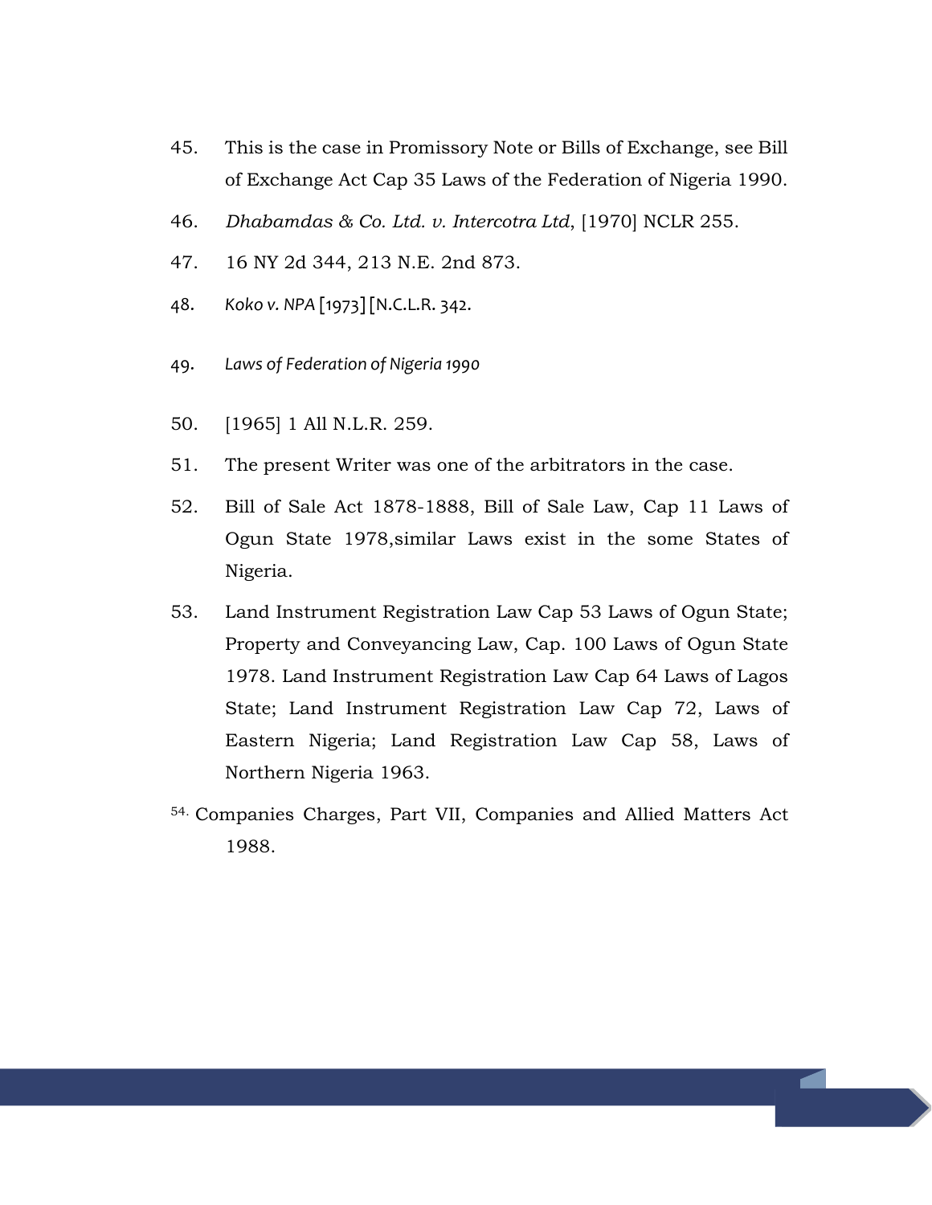45. This is the case in Promissory Note or Bills of Exchange, see Bill of Exchange Act Cap 35 Laws of the Federation of Nigeria 1990.

46. *Dhabamdas & Co. Ltd. v. Intercotra Ltd*, [1970] NCLR 255.

47. 16 NY 2d 344, 213 N.E. 2nd 873.

48. *Koko v. NPA* [1973] [N.C.L.R. 342.

49. *Laws of Federation of Nigeria 1990*

50. [1965] 1 All N.L.R. 259.

51. The present Writer was one of the arbitrators in the case.

52. Bill of Sale Act 1878-1888, Bill of Sale Law, Cap 11 Laws of Ogun State 1978,similar Laws exist in the some States of Nigeria.

53. Land Instrument Registration Law Cap 53 Laws of Ogun State; Property and Conveyancing Law, Cap. 100 Laws of Ogun State 1978. Land Instrument Registration Law Cap 64 Laws of Lagos State; Land Instrument Registration Law Cap 72, Laws of Eastern Nigeria; Land Registration Law Cap 58, Laws of Northern Nigeria 1963.

54. Companies Charges, Part VII, Companies and Allied Matters Act 1988.